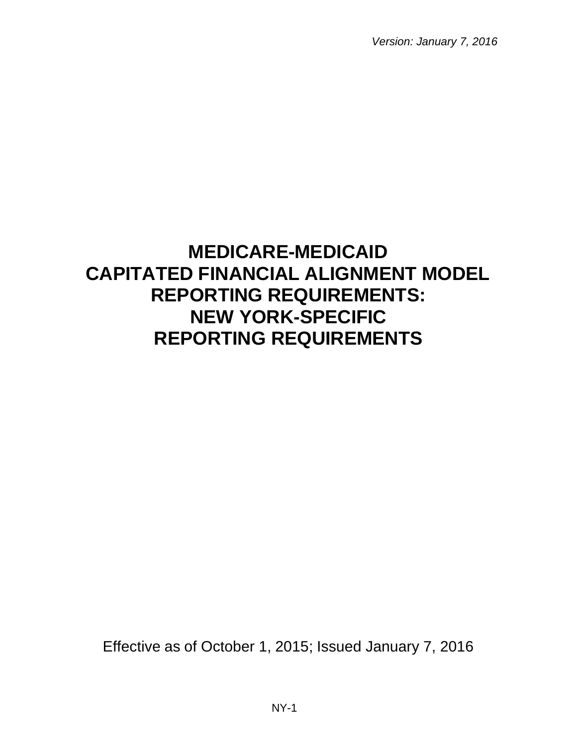*Version: January 7, 2016*

# MEDICARE-MEDICAID CAPITATED FINANCIAL ALIGNMENT MODEL REPORTING REQUIREMENTS: NEW YORK-SPECIFIC REPORTING REQUIREMENTS

Effective as of October 1, 2015; Issued January 7, 2016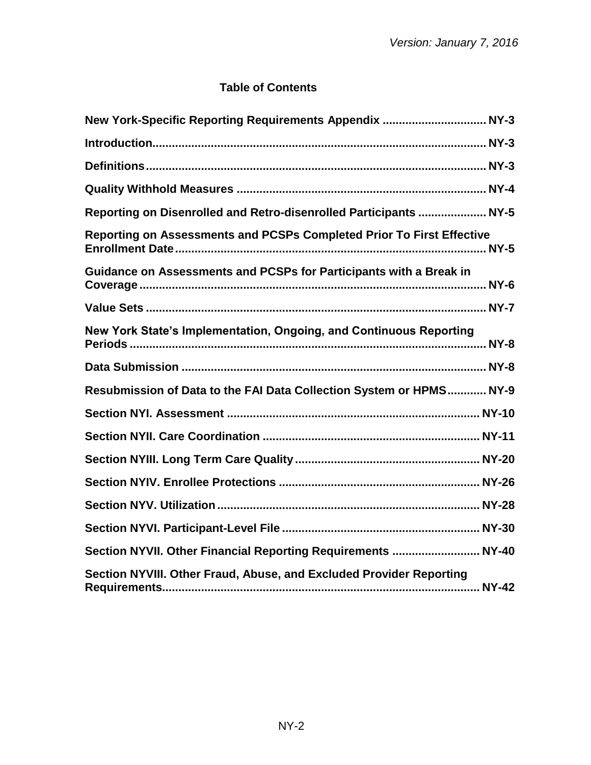## Table of Contents

**New York-Specific Reporting Requirements Appendix** ............ **NY-3**

**Introduction** ............ **NY-3**

**Definitions** ............ **NY-3**

**Quality Withhold Measures** ............ **NY-4**

**Reporting on Disenrolled and Retro-disenrolled Participants** ............ **NY-5**

**Reporting on Assessments and PCSPs Completed Prior To First Effective Enrollment Date** ............ **NY-5**

**Guidance on Assessments and PCSPs for Participants with a Break in Coverage** ............ **NY-6**

**Value Sets** ............ **NY-7**

**New York State's Implementation, Ongoing, and Continuous Reporting Periods** ............ **NY-8**

**Data Submission** ............ **NY-8**

**Resubmission of Data to the FAI Data Collection System or HPMS** ............ **NY-9**

**Section NYI. Assessment** ............ **NY-10**

**Section NYII. Care Coordination** ............ **NY-11**

**Section NYIII. Long Term Care Quality** ............ **NY-20**

**Section NYIV. Enrollee Protections** ............ **NY-26**

**Section NYV. Utilization** ............ **NY-28**

**Section NYVI. Participant-Level File** ............ **NY-30**

**Section NYVII. Other Financial Reporting Requirements** ............ **NY-40**

**Section NYVIII. Other Fraud, Abuse, and Excluded Provider Reporting Requirements** ............ **NY-42**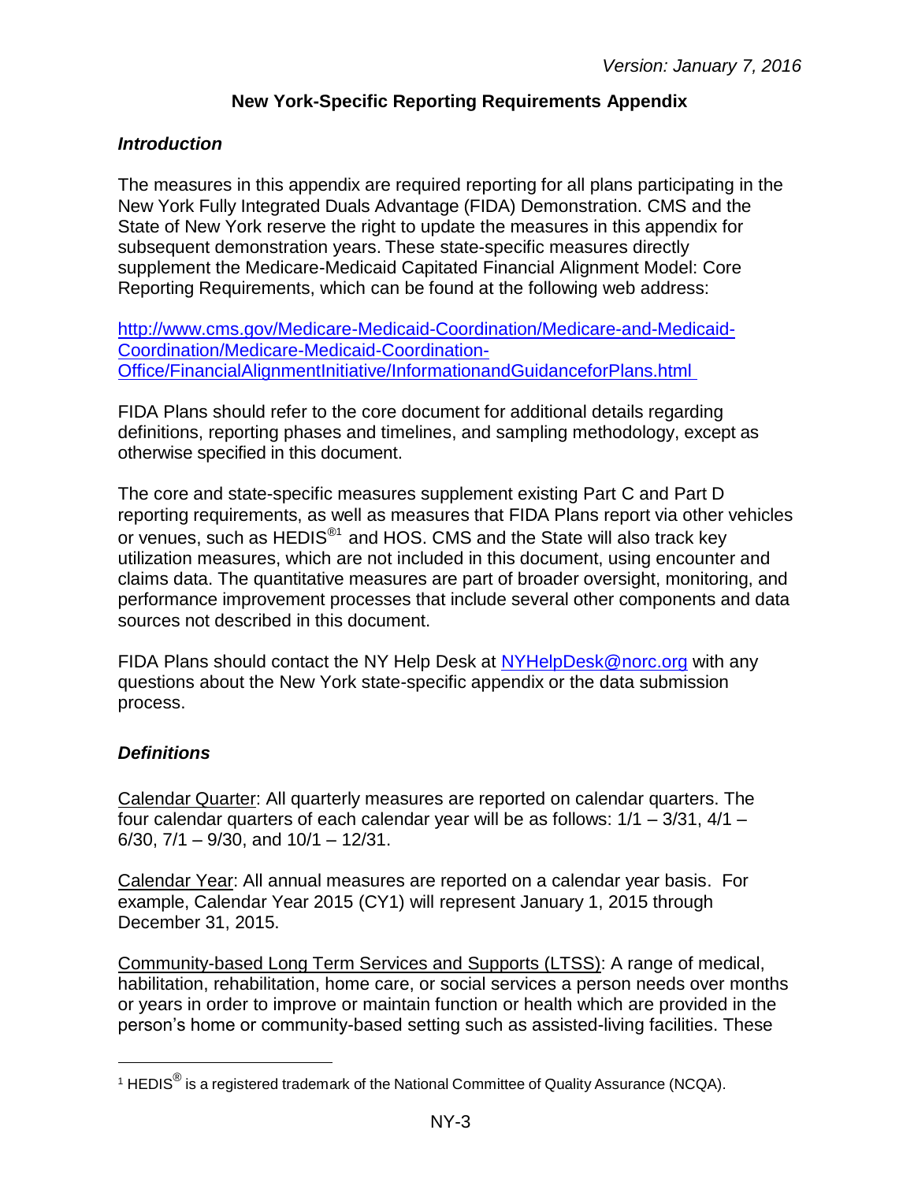# New York-Specific Reporting Requirements Appendix

### *Introduction*

The measures in this appendix are required reporting for all plans participating in the New York Fully Integrated Duals Advantage (FIDA) Demonstration. CMS and the State of New York reserve the right to update the measures in this appendix for subsequent demonstration years. These state-specific measures directly supplement the Medicare-Medicaid Capitated Financial Alignment Model: Core Reporting Requirements, which can be found at the following web address:

[http://www.cms.gov/Medicare-Medicaid-Coordination/Medicare-and-Medicaid-Coordination/Medicare-Medicaid-Coordination-Office/FinancialAlignmentInitiative/InformationandGuidanceforPlans.html](http://www.cms.gov/Medicare-Medicaid-Coordination/Medicare-and-Medicaid-Coordination/Medicare-Medicaid-Coordination-Office/FinancialAlignmentInitiative/InformationandGuidanceforPlans.html)

FIDA Plans should refer to the core document for additional details regarding definitions, reporting phases and timelines, and sampling methodology, except as otherwise specified in this document.

The core and state-specific measures supplement existing Part C and Part D reporting requirements, as well as measures that FIDA Plans report via other vehicles or venues, such as HEDIS®[1] and HOS. CMS and the State will also track key utilization measures, which are not included in this document, using encounter and claims data. The quantitative measures are part of broader oversight, monitoring, and performance improvement processes that include several other components and data sources not described in this document.

FIDA Plans should contact the NY Help Desk at [NYHelpDesk@norc.org](mailto:NYHelpDesk@norc.org) with any questions about the New York state-specific appendix or the data submission process.

### *Definitions*

Calendar Quarter: All quarterly measures are reported on calendar quarters. The four calendar quarters of each calendar year will be as follows: 1/1 – 3/31, 4/1 – 6/30, 7/1 – 9/30, and 10/1 – 12/31.

Calendar Year: All annual measures are reported on a calendar year basis. For example, Calendar Year 2015 (CY1) will represent January 1, 2015 through December 31, 2015.

Community-based Long Term Services and Supports (LTSS): A range of medical, habilitation, rehabilitation, home care, or social services a person needs over months or years in order to improve or maintain function or health which are provided in the person's home or community-based setting such as assisted-living facilities. These

[1] HEDIS® is a registered trademark of the National Committee of Quality Assurance (NCQA).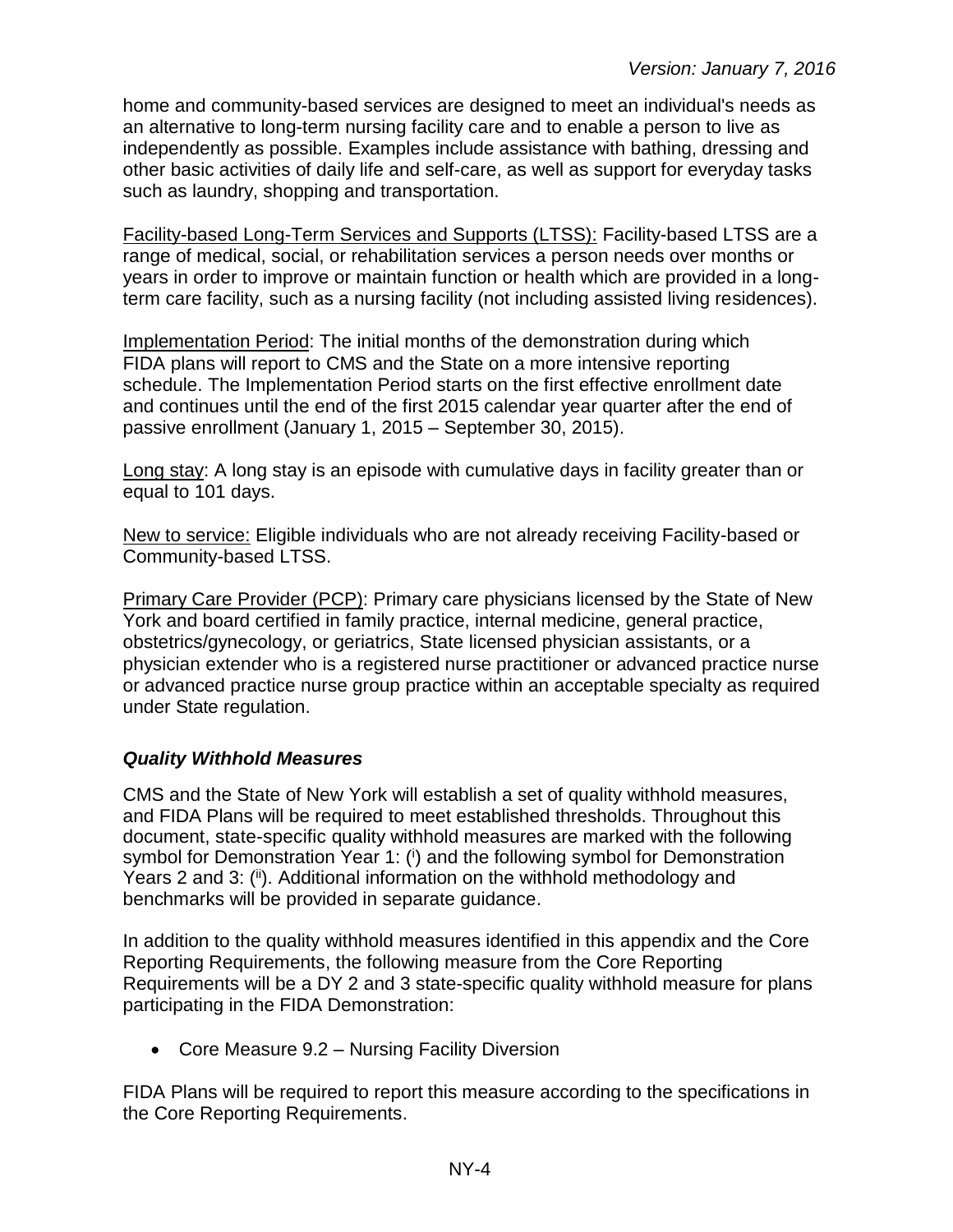home and community-based services are designed to meet an individual's needs as an alternative to long-term nursing facility care and to enable a person to live as independently as possible. Examples include assistance with bathing, dressing and other basic activities of daily life and self-care, as well as support for everyday tasks such as laundry, shopping and transportation.

Facility-based Long-Term Services and Supports (LTSS): Facility-based LTSS are a range of medical, social, or rehabilitation services a person needs over months or years in order to improve or maintain function or health which are provided in a long-term care facility, such as a nursing facility (not including assisted living residences).

Implementation Period: The initial months of the demonstration during which FIDA plans will report to CMS and the State on a more intensive reporting schedule. The Implementation Period starts on the first effective enrollment date and continues until the end of the first 2015 calendar year quarter after the end of passive enrollment (January 1, 2015 – September 30, 2015).

Long stay: A long stay is an episode with cumulative days in facility greater than or equal to 101 days.

New to service: Eligible individuals who are not already receiving Facility-based or Community-based LTSS.

Primary Care Provider (PCP): Primary care physicians licensed by the State of New York and board certified in family practice, internal medicine, general practice, obstetrics/gynecology, or geriatrics, State licensed physician assistants, or a physician extender who is a registered nurse practitioner or advanced practice nurse or advanced practice nurse group practice within an acceptable specialty as required under State regulation.

### *Quality Withhold Measures*

CMS and the State of New York will establish a set of quality withhold measures, and FIDA Plans will be required to meet established thresholds. Throughout this document, state-specific quality withhold measures are marked with the following symbol for Demonstration Year 1: ([i]) and the following symbol for Demonstration Years 2 and 3: ([ii]). Additional information on the withhold methodology and benchmarks will be provided in separate guidance.

In addition to the quality withhold measures identified in this appendix and the Core Reporting Requirements, the following measure from the Core Reporting Requirements will be a DY 2 and 3 state-specific quality withhold measure for plans participating in the FIDA Demonstration:

- Core Measure 9.2 – Nursing Facility Diversion

FIDA Plans will be required to report this measure according to the specifications in the Core Reporting Requirements.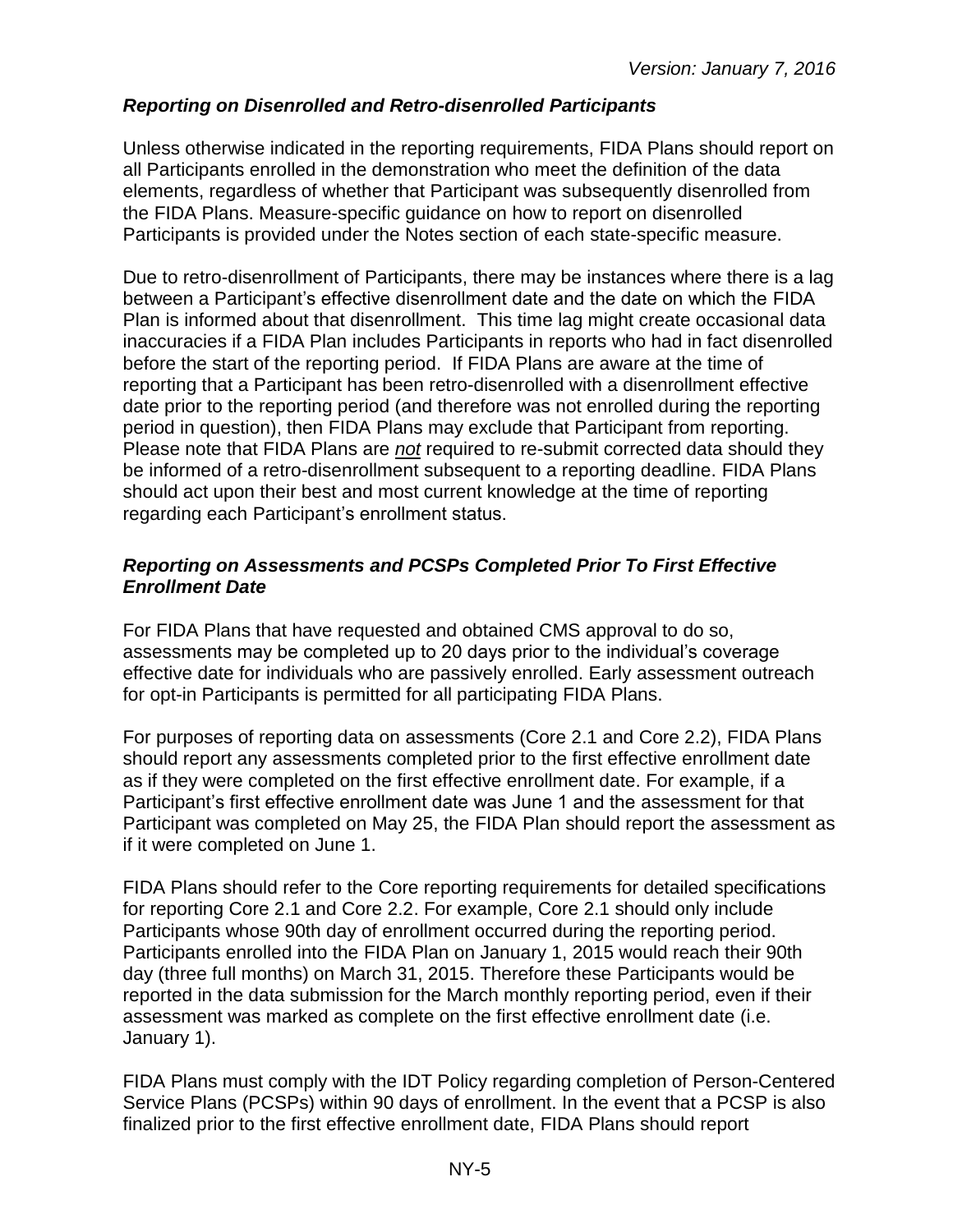### *Reporting on Disenrolled and Retro-disenrolled Participants*

Unless otherwise indicated in the reporting requirements, FIDA Plans should report on all Participants enrolled in the demonstration who meet the definition of the data elements, regardless of whether that Participant was subsequently disenrolled from the FIDA Plans. Measure-specific guidance on how to report on disenrolled Participants is provided under the Notes section of each state-specific measure.

Due to retro-disenrollment of Participants, there may be instances where there is a lag between a Participant's effective disenrollment date and the date on which the FIDA Plan is informed about that disenrollment. This time lag might create occasional data inaccuracies if a FIDA Plan includes Participants in reports who had in fact disenrolled before the start of the reporting period. If FIDA Plans are aware at the time of reporting that a Participant has been retro-disenrolled with a disenrollment effective date prior to the reporting period (and therefore was not enrolled during the reporting period in question), then FIDA Plans may exclude that Participant from reporting. Please note that FIDA Plans are ***not*** required to re-submit corrected data should they be informed of a retro-disenrollment subsequent to a reporting deadline. FIDA Plans should act upon their best and most current knowledge at the time of reporting regarding each Participant's enrollment status.

### *Reporting on Assessments and PCSPs Completed Prior To First Effective Enrollment Date*

For FIDA Plans that have requested and obtained CMS approval to do so, assessments may be completed up to 20 days prior to the individual's coverage effective date for individuals who are passively enrolled. Early assessment outreach for opt-in Participants is permitted for all participating FIDA Plans.

For purposes of reporting data on assessments (Core 2.1 and Core 2.2), FIDA Plans should report any assessments completed prior to the first effective enrollment date as if they were completed on the first effective enrollment date. For example, if a Participant's first effective enrollment date was June 1 and the assessment for that Participant was completed on May 25, the FIDA Plan should report the assessment as if it were completed on June 1.

FIDA Plans should refer to the Core reporting requirements for detailed specifications for reporting Core 2.1 and Core 2.2. For example, Core 2.1 should only include Participants whose 90th day of enrollment occurred during the reporting period. Participants enrolled into the FIDA Plan on January 1, 2015 would reach their 90th day (three full months) on March 31, 2015. Therefore these Participants would be reported in the data submission for the March monthly reporting period, even if their assessment was marked as complete on the first effective enrollment date (i.e. January 1).

FIDA Plans must comply with the IDT Policy regarding completion of Person-Centered Service Plans (PCSPs) within 90 days of enrollment. In the event that a PCSP is also finalized prior to the first effective enrollment date, FIDA Plans should report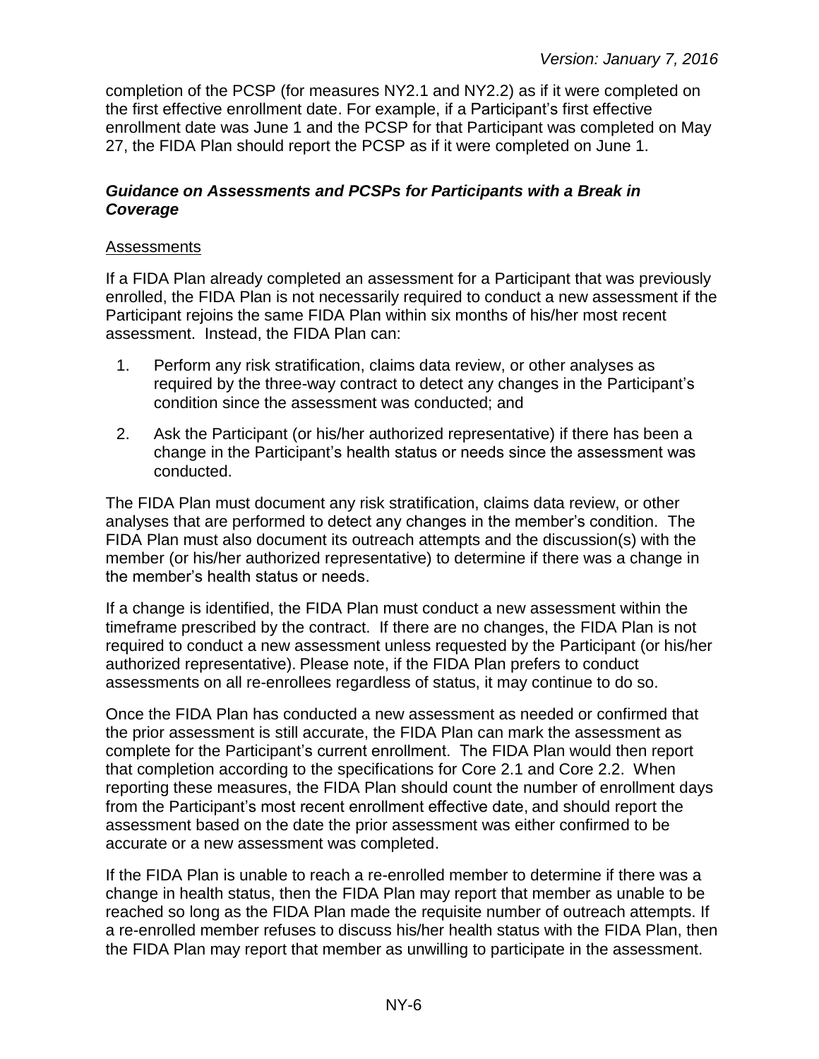completion of the PCSP (for measures NY2.1 and NY2.2) as if it were completed on the first effective enrollment date. For example, if a Participant's first effective enrollment date was June 1 and the PCSP for that Participant was completed on May 27, the FIDA Plan should report the PCSP as if it were completed on June 1.

### *Guidance on Assessments and PCSPs for Participants with a Break in Coverage*

<u>Assessments</u>

If a FIDA Plan already completed an assessment for a Participant that was previously enrolled, the FIDA Plan is not necessarily required to conduct a new assessment if the Participant rejoins the same FIDA Plan within six months of his/her most recent assessment. Instead, the FIDA Plan can:

1. Perform any risk stratification, claims data review, or other analyses as required by the three-way contract to detect any changes in the Participant's condition since the assessment was conducted; and
2. Ask the Participant (or his/her authorized representative) if there has been a change in the Participant's health status or needs since the assessment was conducted.

The FIDA Plan must document any risk stratification, claims data review, or other analyses that are performed to detect any changes in the member's condition. The FIDA Plan must also document its outreach attempts and the discussion(s) with the member (or his/her authorized representative) to determine if there was a change in the member's health status or needs.

If a change is identified, the FIDA Plan must conduct a new assessment within the timeframe prescribed by the contract. If there are no changes, the FIDA Plan is not required to conduct a new assessment unless requested by the Participant (or his/her authorized representative). Please note, if the FIDA Plan prefers to conduct assessments on all re-enrollees regardless of status, it may continue to do so.

Once the FIDA Plan has conducted a new assessment as needed or confirmed that the prior assessment is still accurate, the FIDA Plan can mark the assessment as complete for the Participant's current enrollment. The FIDA Plan would then report that completion according to the specifications for Core 2.1 and Core 2.2. When reporting these measures, the FIDA Plan should count the number of enrollment days from the Participant's most recent enrollment effective date, and should report the assessment based on the date the prior assessment was either confirmed to be accurate or a new assessment was completed.

If the FIDA Plan is unable to reach a re-enrolled member to determine if there was a change in health status, then the FIDA Plan may report that member as unable to be reached so long as the FIDA Plan made the requisite number of outreach attempts. If a re-enrolled member refuses to discuss his/her health status with the FIDA Plan, then the FIDA Plan may report that member as unwilling to participate in the assessment.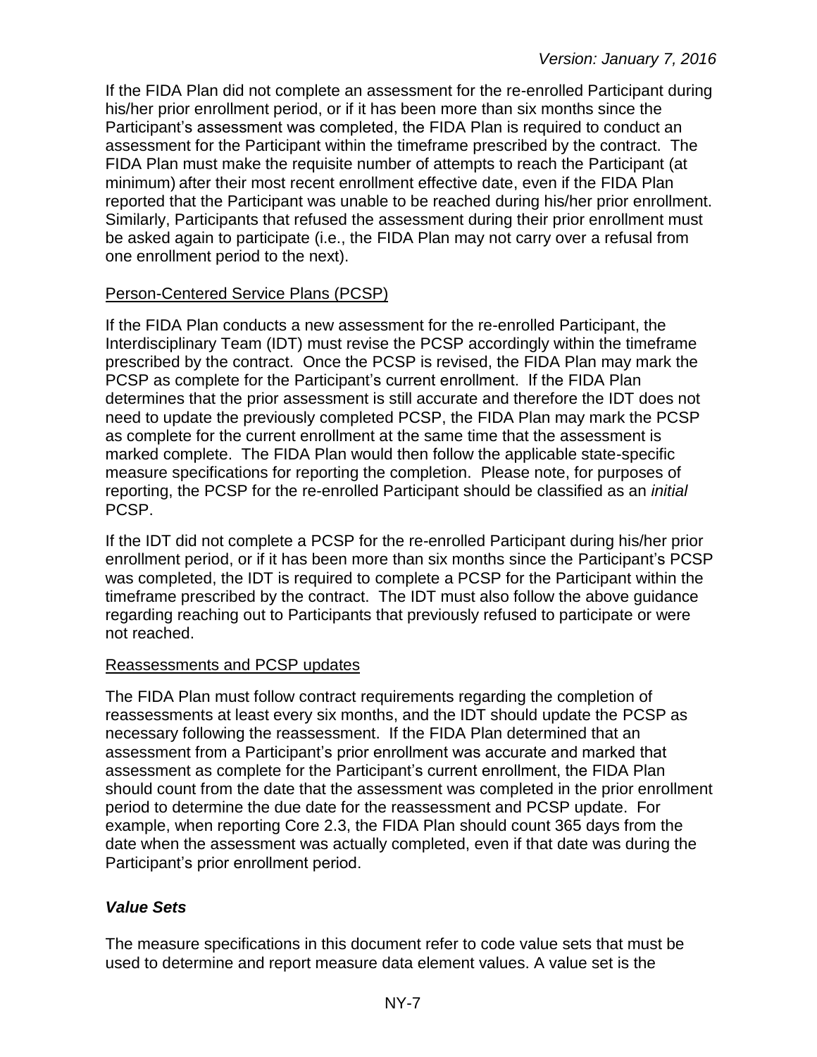If the FIDA Plan did not complete an assessment for the re-enrolled Participant during his/her prior enrollment period, or if it has been more than six months since the Participant's assessment was completed, the FIDA Plan is required to conduct an assessment for the Participant within the timeframe prescribed by the contract. The FIDA Plan must make the requisite number of attempts to reach the Participant (at minimum) after their most recent enrollment effective date, even if the FIDA Plan reported that the Participant was unable to be reached during his/her prior enrollment. Similarly, Participants that refused the assessment during their prior enrollment must be asked again to participate (i.e., the FIDA Plan may not carry over a refusal from one enrollment period to the next).

### Person-Centered Service Plans (PCSP)

If the FIDA Plan conducts a new assessment for the re-enrolled Participant, the Interdisciplinary Team (IDT) must revise the PCSP accordingly within the timeframe prescribed by the contract. Once the PCSP is revised, the FIDA Plan may mark the PCSP as complete for the Participant's current enrollment. If the FIDA Plan determines that the prior assessment is still accurate and therefore the IDT does not need to update the previously completed PCSP, the FIDA Plan may mark the PCSP as complete for the current enrollment at the same time that the assessment is marked complete. The FIDA Plan would then follow the applicable state-specific measure specifications for reporting the completion. Please note, for purposes of reporting, the PCSP for the re-enrolled Participant should be classified as an *initial* PCSP.

If the IDT did not complete a PCSP for the re-enrolled Participant during his/her prior enrollment period, or if it has been more than six months since the Participant's PCSP was completed, the IDT is required to complete a PCSP for the Participant within the timeframe prescribed by the contract. The IDT must also follow the above guidance regarding reaching out to Participants that previously refused to participate or were not reached.

### Reassessments and PCSP updates

The FIDA Plan must follow contract requirements regarding the completion of reassessments at least every six months, and the IDT should update the PCSP as necessary following the reassessment. If the FIDA Plan determined that an assessment from a Participant's prior enrollment was accurate and marked that assessment as complete for the Participant's current enrollment, the FIDA Plan should count from the date that the assessment was completed in the prior enrollment period to determine the due date for the reassessment and PCSP update. For example, when reporting Core 2.3, the FIDA Plan should count 365 days from the date when the assessment was actually completed, even if that date was during the Participant's prior enrollment period.

## *Value Sets*

The measure specifications in this document refer to code value sets that must be used to determine and report measure data element values. A value set is the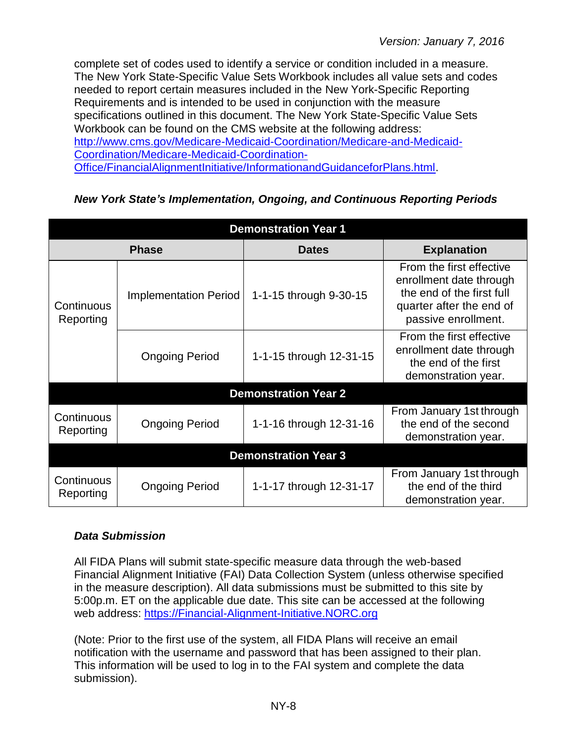complete set of codes used to identify a service or condition included in a measure. The New York State-Specific Value Sets Workbook includes all value sets and codes needed to report certain measures included in the New York-Specific Reporting Requirements and is intended to be used in conjunction with the measure specifications outlined in this document. The New York State-Specific Value Sets Workbook can be found on the CMS website at the following address: http://www.cms.gov/Medicare-Medicaid-Coordination/Medicare-and-Medicaid-Coordination/Medicare-Medicaid-Coordination-Office/FinancialAlignmentInitiative/InformationandGuidanceforPlans.html.

***New York State's Implementation, Ongoing, and Continuous Reporting Periods***

| Demonstration Year 1 | | | |
|---|---|---|---|
| **Phase** | | **Dates** | **Explanation** |
| Continuous Reporting | Implementation Period | 1-1-15 through 9-30-15 | From the first effective enrollment date through the end of the first full quarter after the end of passive enrollment. |
| | Ongoing Period | 1-1-15 through 12-31-15 | From the first effective enrollment date through the end of the first demonstration year. |
| **Demonstration Year 2** | | | |
| Continuous Reporting | Ongoing Period | 1-1-16 through 12-31-16 | From January 1st through the end of the second demonstration year. |
| **Demonstration Year 3** | | | |
| Continuous Reporting | Ongoing Period | 1-1-17 through 12-31-17 | From January 1st through the end of the third demonstration year. |

***Data Submission***

All FIDA Plans will submit state-specific measure data through the web-based Financial Alignment Initiative (FAI) Data Collection System (unless otherwise specified in the measure description). All data submissions must be submitted to this site by 5:00p.m. ET on the applicable due date. This site can be accessed at the following web address: https://Financial-Alignment-Initiative.NORC.org

(Note: Prior to the first use of the system, all FIDA Plans will receive an email notification with the username and password that has been assigned to their plan. This information will be used to log in to the FAI system and complete the data submission).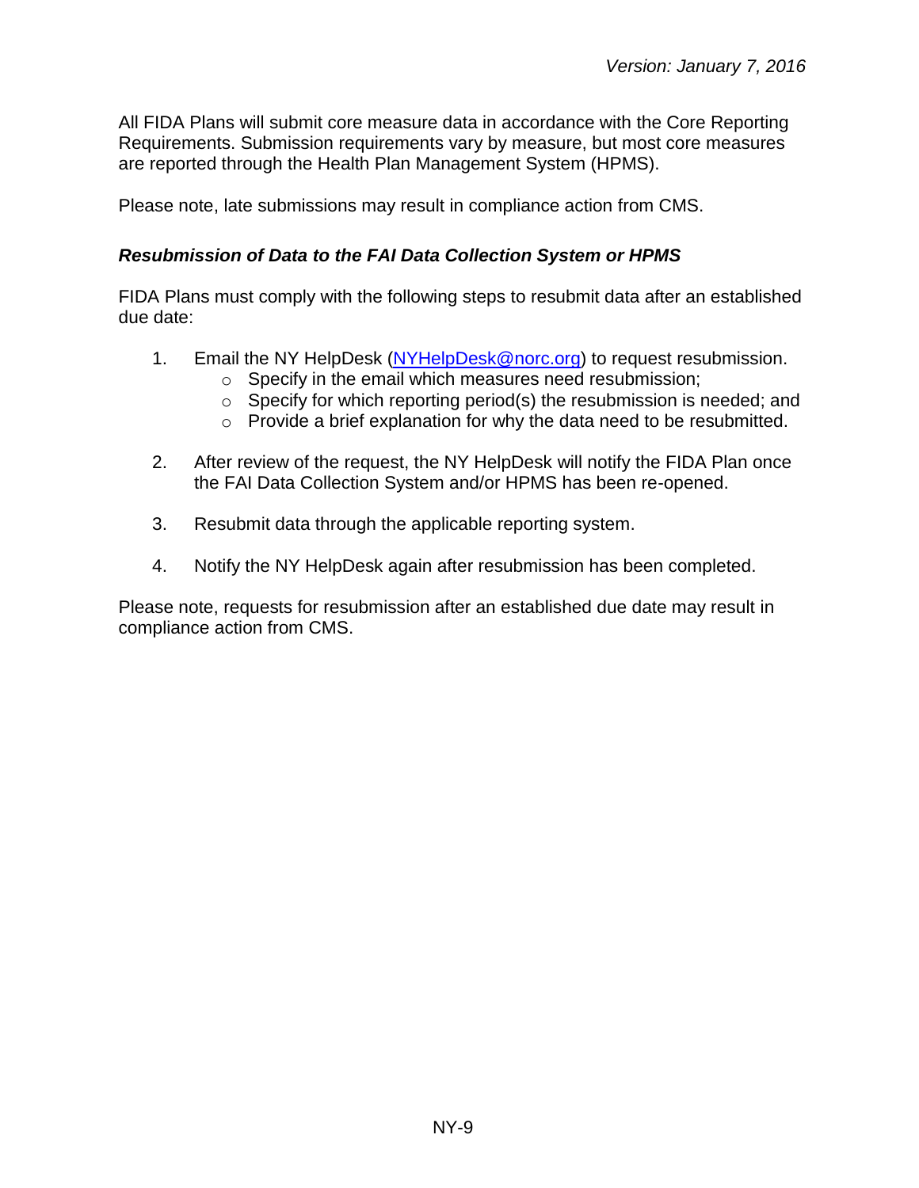All FIDA Plans will submit core measure data in accordance with the Core Reporting Requirements. Submission requirements vary by measure, but most core measures are reported through the Health Plan Management System (HPMS).

Please note, late submissions may result in compliance action from CMS.

### *Resubmission of Data to the FAI Data Collection System or HPMS*

FIDA Plans must comply with the following steps to resubmit data after an established due date:

1. Email the NY HelpDesk (NYHelpDesk@norc.org) to request resubmission.
   - Specify in the email which measures need resubmission;
   - Specify for which reporting period(s) the resubmission is needed; and
   - Provide a brief explanation for why the data need to be resubmitted.

2. After review of the request, the NY HelpDesk will notify the FIDA Plan once the FAI Data Collection System and/or HPMS has been re-opened.

3. Resubmit data through the applicable reporting system.

4. Notify the NY HelpDesk again after resubmission has been completed.

Please note, requests for resubmission after an established due date may result in compliance action from CMS.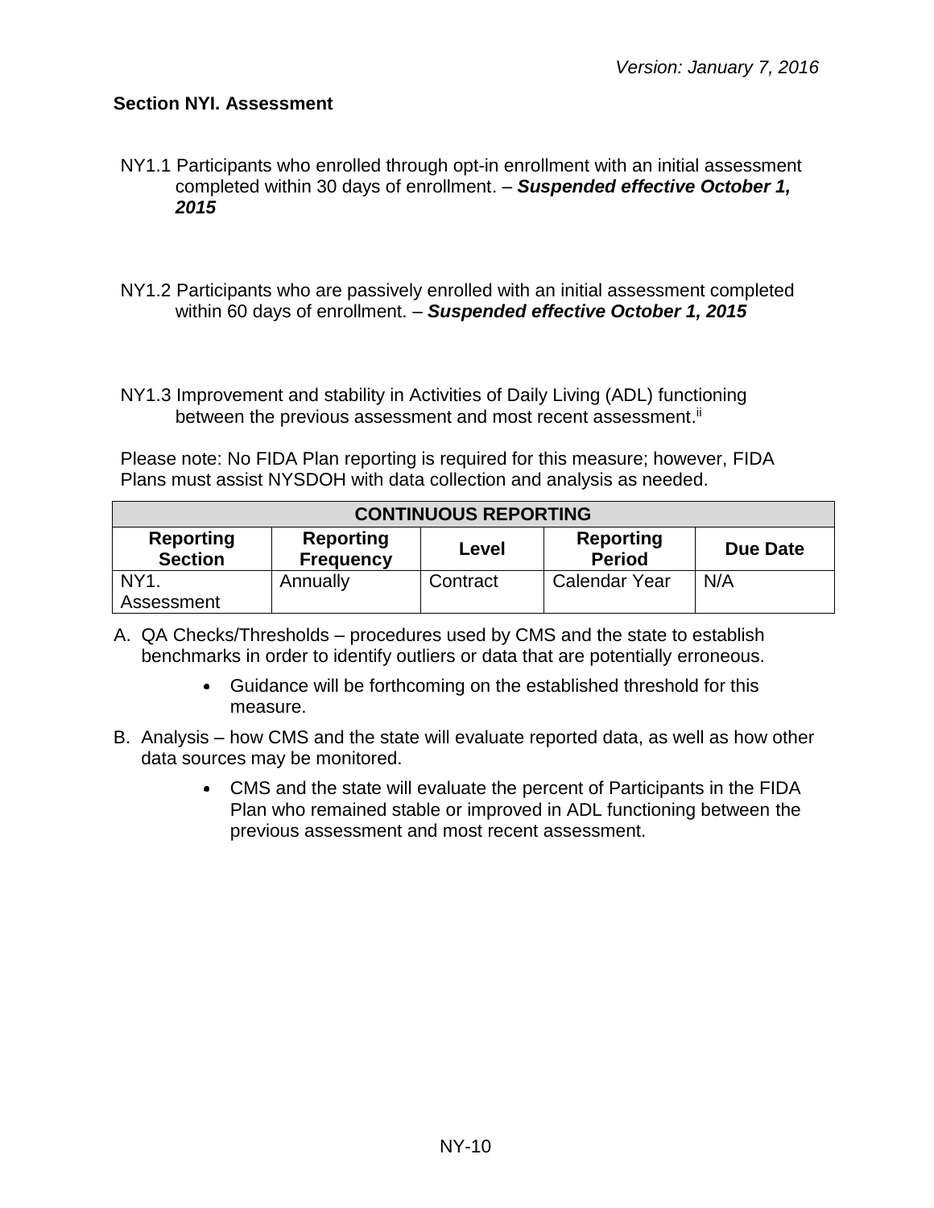## Section NYI. Assessment

NY1.1 Participants who enrolled through opt-in enrollment with an initial assessment completed within 30 days of enrollment. – ***Suspended effective October 1, 2015***

NY1.2 Participants who are passively enrolled with an initial assessment completed within 60 days of enrollment. – ***Suspended effective October 1, 2015***

NY1.3 Improvement and stability in Activities of Daily Living (ADL) functioning between the previous assessment and most recent assessment.[ii]

Please note: No FIDA Plan reporting is required for this measure; however, FIDA Plans must assist NYSDOH with data collection and analysis as needed.

| CONTINUOUS REPORTING | | | | |
|---|---|---|---|---|
| **Reporting Section** | **Reporting Frequency** | **Level** | **Reporting Period** | **Due Date** |
| NY1. Assessment | Annually | Contract | Calendar Year | N/A |

A. QA Checks/Thresholds – procedures used by CMS and the state to establish benchmarks in order to identify outliers or data that are potentially erroneous.
   - Guidance will be forthcoming on the established threshold for this measure.

B. Analysis – how CMS and the state will evaluate reported data, as well as how other data sources may be monitored.
   - CMS and the state will evaluate the percent of Participants in the FIDA Plan who remained stable or improved in ADL functioning between the previous assessment and most recent assessment.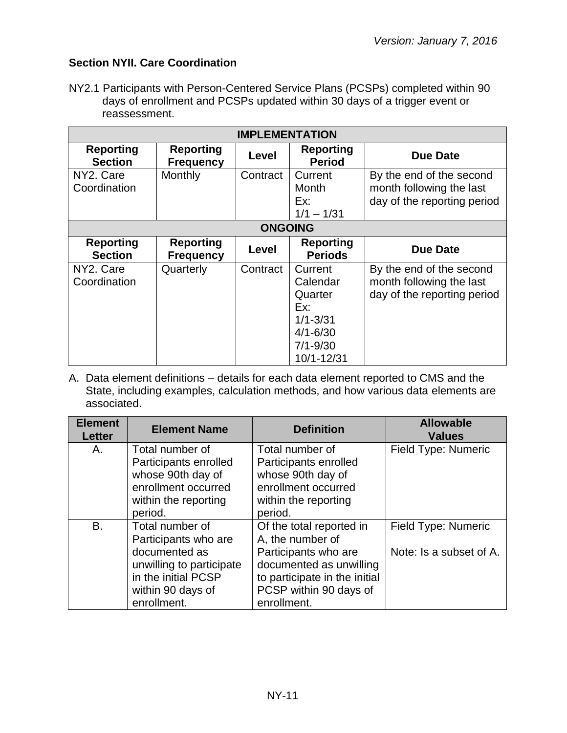*Version: January 7, 2016*

## Section NYII. Care Coordination

NY2.1 Participants with Person-Centered Service Plans (PCSPs) completed within 90 days of enrollment and PCSPs updated within 30 days of a trigger event or reassessment.

| **IMPLEMENTATION** | | | | |
|---|---|---|---|---|
| **Reporting Section** | **Reporting Frequency** | **Level** | **Reporting Period** | **Due Date** |
| NY2. Care Coordination | Monthly | Contract | Current Month<br>Ex:<br>1/1 – 1/31 | By the end of the second month following the last day of the reporting period |
| **ONGOING** | | | | |
| **Reporting Section** | **Reporting Frequency** | **Level** | **Reporting Periods** | **Due Date** |
| NY2. Care Coordination | Quarterly | Contract | Current Calendar Quarter<br>Ex:<br>1/1-3/31<br>4/1-6/30<br>7/1-9/30<br>10/1-12/31 | By the end of the second month following the last day of the reporting period |

A. Data element definitions – details for each data element reported to CMS and the State, including examples, calculation methods, and how various data elements are associated.

| Element Letter | Element Name | Definition | Allowable Values |
|---|---|---|---|
| A. | Total number of Participants enrolled whose 90th day of enrollment occurred within the reporting period. | Total number of Participants enrolled whose 90th day of enrollment occurred within the reporting period. | Field Type: Numeric |
| B. | Total number of Participants who are documented as unwilling to participate in the initial PCSP within 90 days of enrollment. | Of the total reported in A, the number of Participants who are documented as unwilling to participate in the initial PCSP within 90 days of enrollment. | Field Type: Numeric<br><br>Note: Is a subset of A. |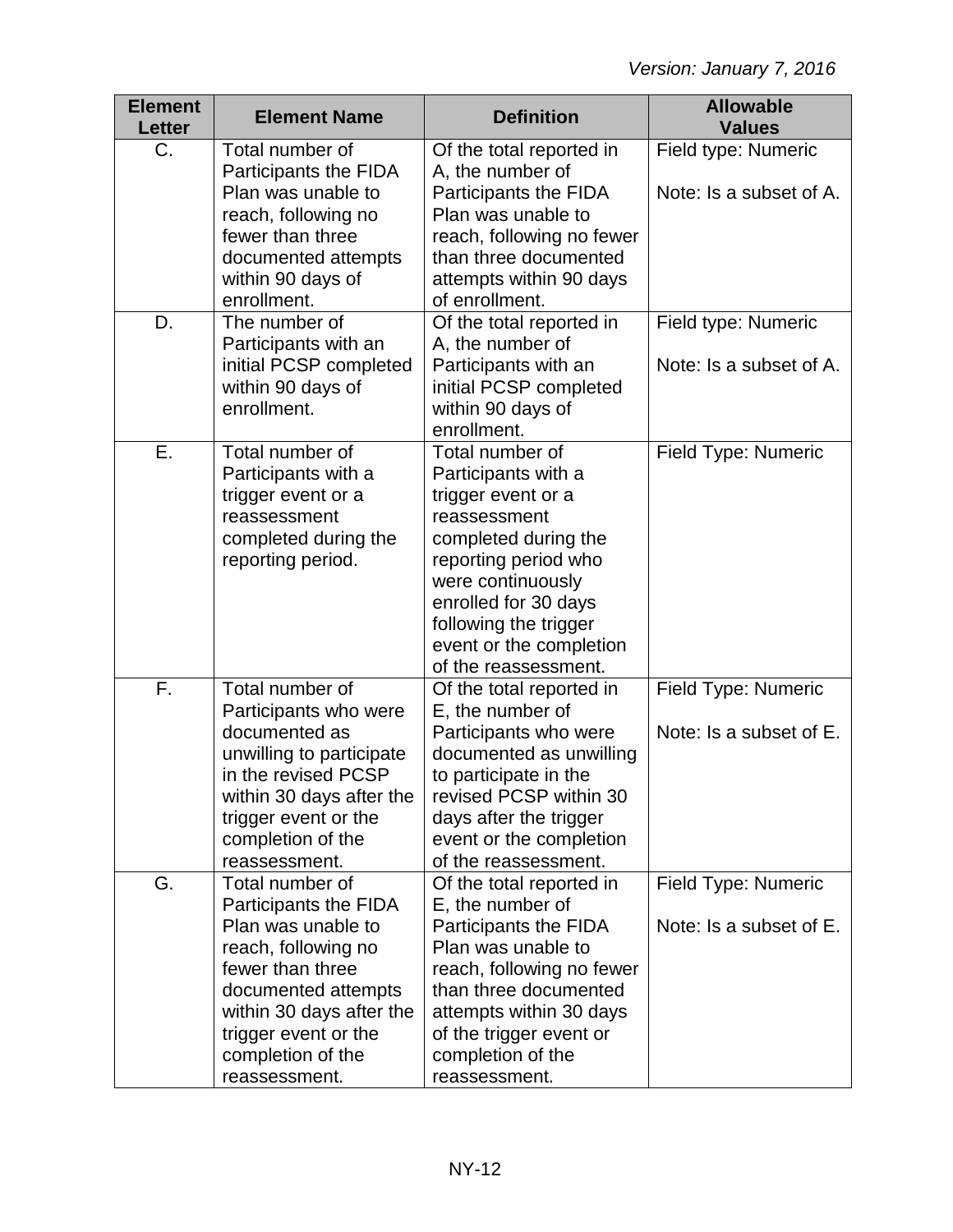*Version: January 7, 2016*

| Element Letter | Element Name | Definition | Allowable Values |
|---|---|---|---|
| C. | Total number of Participants the FIDA Plan was unable to reach, following no fewer than three documented attempts within 90 days of enrollment. | Of the total reported in A, the number of Participants the FIDA Plan was unable to reach, following no fewer than three documented attempts within 90 days of enrollment. | Field type: Numeric<br><br>Note: Is a subset of A. |
| D. | The number of Participants with an initial PCSP completed within 90 days of enrollment. | Of the total reported in A, the number of Participants with an initial PCSP completed within 90 days of enrollment. | Field type: Numeric<br><br>Note: Is a subset of A. |
| E. | Total number of Participants with a trigger event or a reassessment completed during the reporting period. | Total number of Participants with a trigger event or a reassessment completed during the reporting period who were continuously enrolled for 30 days following the trigger event or the completion of the reassessment. | Field Type: Numeric |
| F. | Total number of Participants who were documented as unwilling to participate in the revised PCSP within 30 days after the trigger event or the completion of the reassessment. | Of the total reported in E, the number of Participants who were documented as unwilling to participate in the revised PCSP within 30 days after the trigger event or the completion of the reassessment. | Field Type: Numeric<br><br>Note: Is a subset of E. |
| G. | Total number of Participants the FIDA Plan was unable to reach, following no fewer than three documented attempts within 30 days after the trigger event or the completion of the reassessment. | Of the total reported in E, the number of Participants the FIDA Plan was unable to reach, following no fewer than three documented attempts within 30 days of the trigger event or completion of the reassessment. | Field Type: Numeric<br><br>Note: Is a subset of E. |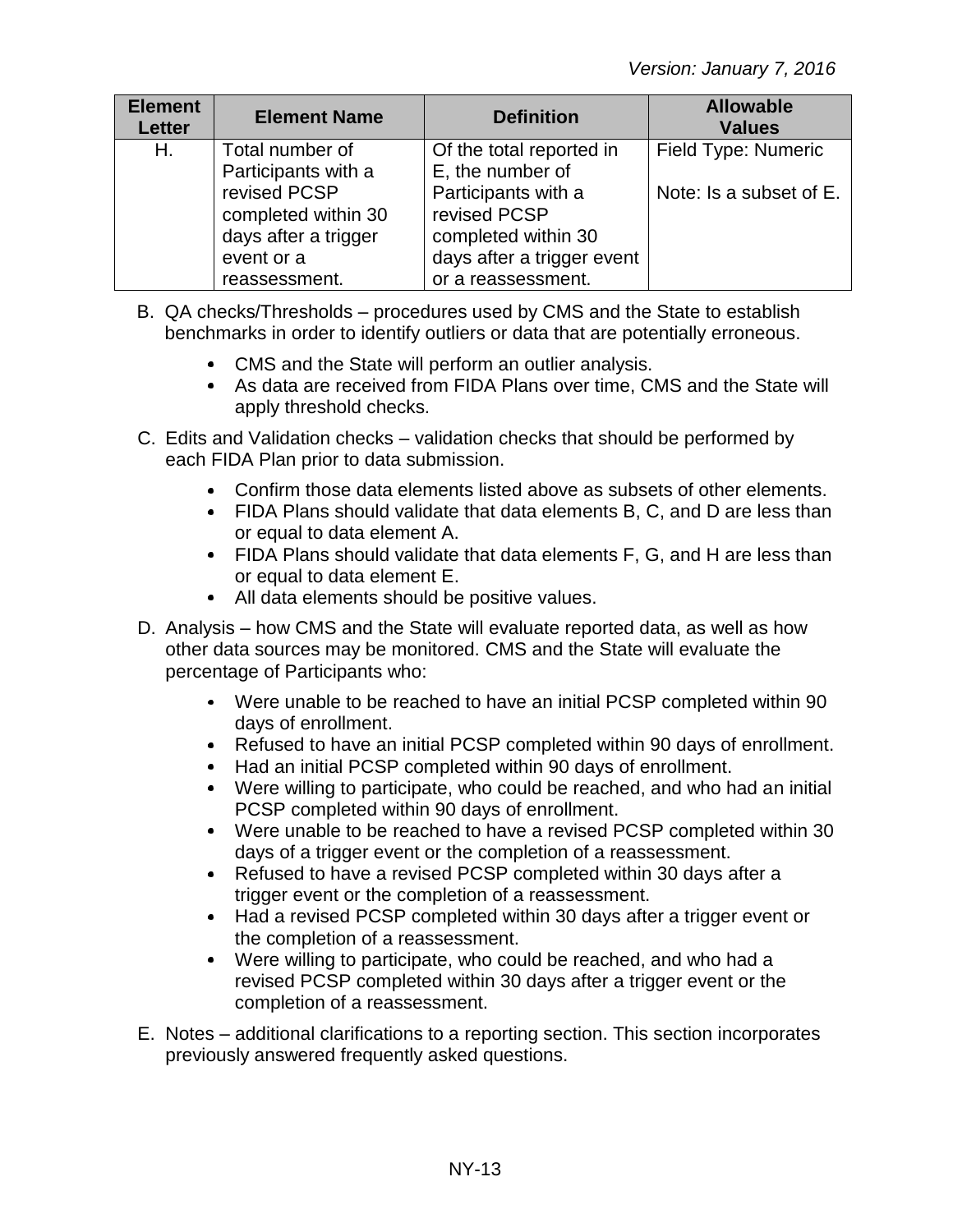| Element Letter | Element Name | Definition | Allowable Values |
|---|---|---|---|
| H. | Total number of Participants with a revised PCSP completed within 30 days after a trigger event or a reassessment. | Of the total reported in E, the number of Participants with a revised PCSP completed within 30 days after a trigger event or a reassessment. | Field Type: Numeric<br><br>Note: Is a subset of E. |

B. QA checks/Thresholds – procedures used by CMS and the State to establish benchmarks in order to identify outliers or data that are potentially erroneous.

- CMS and the State will perform an outlier analysis.
- As data are received from FIDA Plans over time, CMS and the State will apply threshold checks.

C. Edits and Validation checks – validation checks that should be performed by each FIDA Plan prior to data submission.

- Confirm those data elements listed above as subsets of other elements.
- FIDA Plans should validate that data elements B, C, and D are less than or equal to data element A.
- FIDA Plans should validate that data elements F, G, and H are less than or equal to data element E.
- All data elements should be positive values.

D. Analysis – how CMS and the State will evaluate reported data, as well as how other data sources may be monitored. CMS and the State will evaluate the percentage of Participants who:

- Were unable to be reached to have an initial PCSP completed within 90 days of enrollment.
- Refused to have an initial PCSP completed within 90 days of enrollment.
- Had an initial PCSP completed within 90 days of enrollment.
- Were willing to participate, who could be reached, and who had an initial PCSP completed within 90 days of enrollment.
- Were unable to be reached to have a revised PCSP completed within 30 days of a trigger event or the completion of a reassessment.
- Refused to have a revised PCSP completed within 30 days after a trigger event or the completion of a reassessment.
- Had a revised PCSP completed within 30 days after a trigger event or the completion of a reassessment.
- Were willing to participate, who could be reached, and who had a revised PCSP completed within 30 days after a trigger event or the completion of a reassessment.

E. Notes – additional clarifications to a reporting section. This section incorporates previously answered frequently asked questions.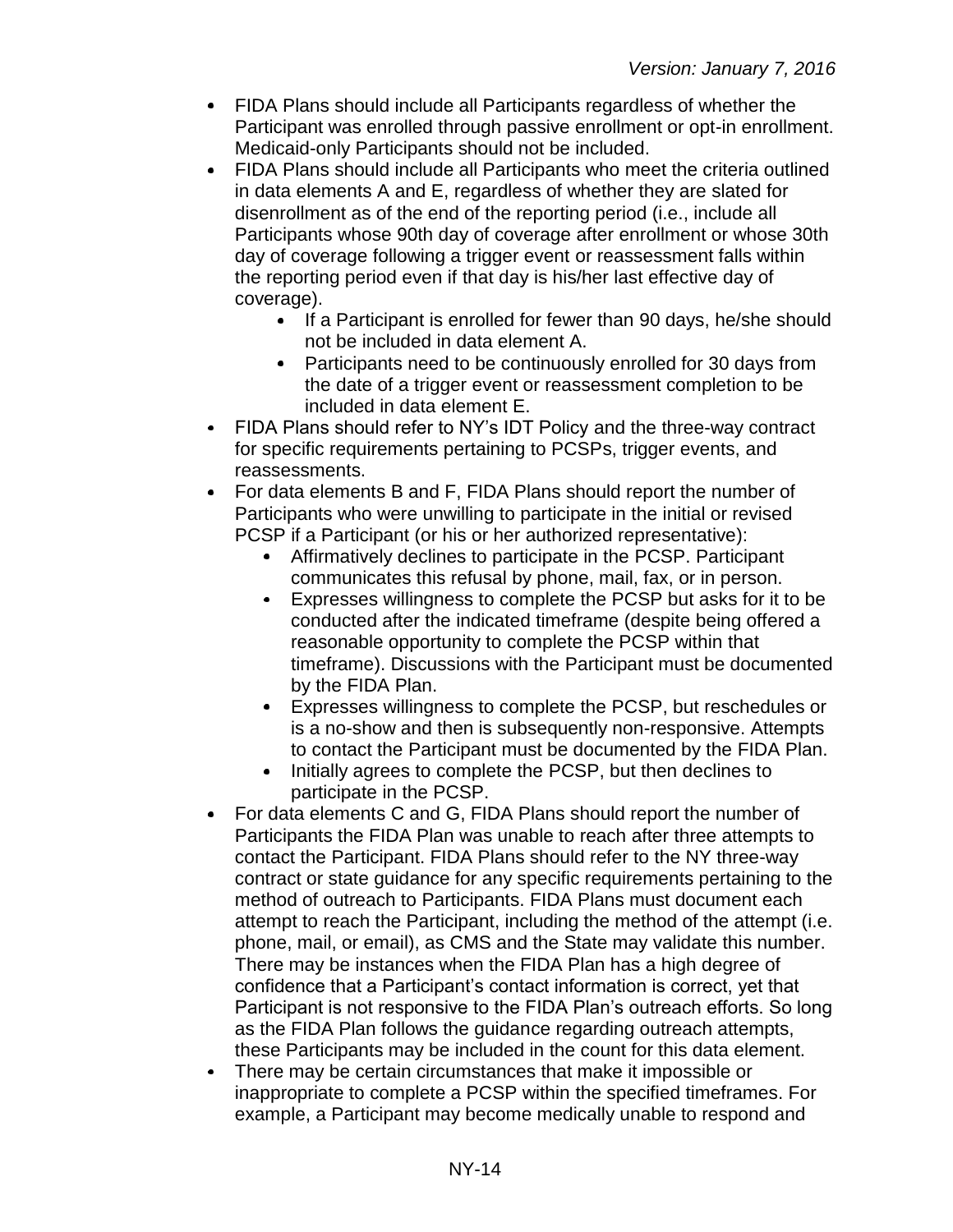- FIDA Plans should include all Participants regardless of whether the Participant was enrolled through passive enrollment or opt-in enrollment. Medicaid-only Participants should not be included.
- FIDA Plans should include all Participants who meet the criteria outlined in data elements A and E, regardless of whether they are slated for disenrollment as of the end of the reporting period (i.e., include all Participants whose 90th day of coverage after enrollment or whose 30th day of coverage following a trigger event or reassessment falls within the reporting period even if that day is his/her last effective day of coverage).
  - If a Participant is enrolled for fewer than 90 days, he/she should not be included in data element A.
  - Participants need to be continuously enrolled for 30 days from the date of a trigger event or reassessment completion to be included in data element E.
- FIDA Plans should refer to NY's IDT Policy and the three-way contract for specific requirements pertaining to PCSPs, trigger events, and reassessments.
- For data elements B and F, FIDA Plans should report the number of Participants who were unwilling to participate in the initial or revised PCSP if a Participant (or his or her authorized representative):
  - Affirmatively declines to participate in the PCSP. Participant communicates this refusal by phone, mail, fax, or in person.
  - Expresses willingness to complete the PCSP but asks for it to be conducted after the indicated timeframe (despite being offered a reasonable opportunity to complete the PCSP within that timeframe). Discussions with the Participant must be documented by the FIDA Plan.
  - Expresses willingness to complete the PCSP, but reschedules or is a no-show and then is subsequently non-responsive. Attempts to contact the Participant must be documented by the FIDA Plan.
  - Initially agrees to complete the PCSP, but then declines to participate in the PCSP.
- For data elements C and G, FIDA Plans should report the number of Participants the FIDA Plan was unable to reach after three attempts to contact the Participant. FIDA Plans should refer to the NY three-way contract or state guidance for any specific requirements pertaining to the method of outreach to Participants. FIDA Plans must document each attempt to reach the Participant, including the method of the attempt (i.e. phone, mail, or email), as CMS and the State may validate this number. There may be instances when the FIDA Plan has a high degree of confidence that a Participant's contact information is correct, yet that Participant is not responsive to the FIDA Plan's outreach efforts. So long as the FIDA Plan follows the guidance regarding outreach attempts, these Participants may be included in the count for this data element.
- There may be certain circumstances that make it impossible or inappropriate to complete a PCSP within the specified timeframes. For example, a Participant may become medically unable to respond and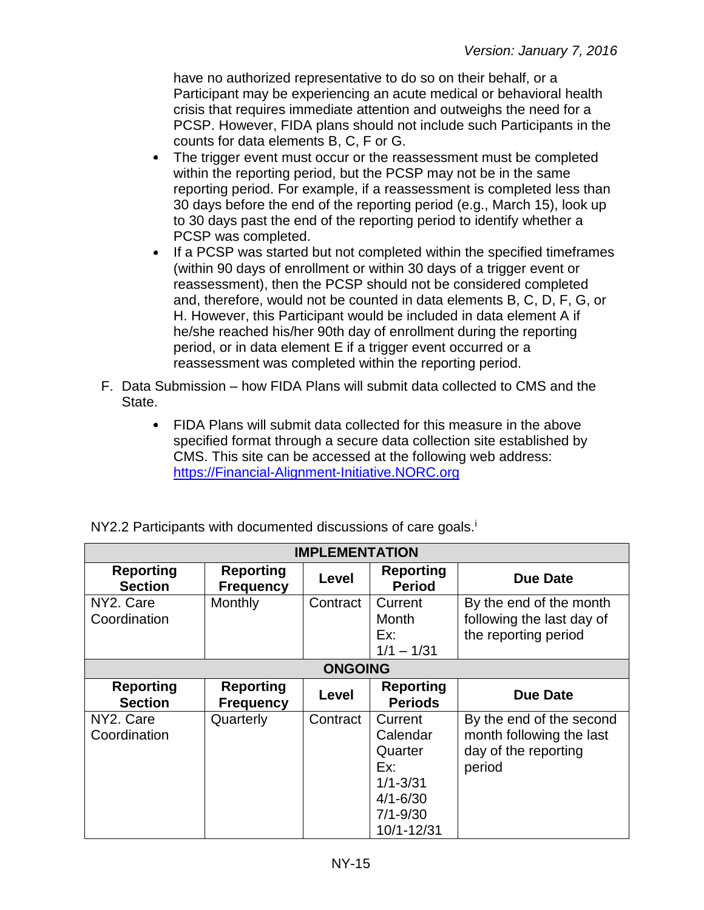have no authorized representative to do so on their behalf, or a Participant may be experiencing an acute medical or behavioral health crisis that requires immediate attention and outweighs the need for a PCSP. However, FIDA plans should not include such Participants in the counts for data elements B, C, F or G.

- The trigger event must occur or the reassessment must be completed within the reporting period, but the PCSP may not be in the same reporting period. For example, if a reassessment is completed less than 30 days before the end of the reporting period (e.g., March 15), look up to 30 days past the end of the reporting period to identify whether a PCSP was completed.
- If a PCSP was started but not completed within the specified timeframes (within 90 days of enrollment or within 30 days of a trigger event or reassessment), then the PCSP should not be considered completed and, therefore, would not be counted in data elements B, C, D, F, G, or H. However, this Participant would be included in data element A if he/she reached his/her 90th day of enrollment during the reporting period, or in data element E if a trigger event occurred or a reassessment was completed within the reporting period.

F. Data Submission – how FIDA Plans will submit data collected to CMS and the State.

- FIDA Plans will submit data collected for this measure in the above specified format through a secure data collection site established by CMS. This site can be accessed at the following web address: https://Financial-Alignment-Initiative.NORC.org

NY2.2 Participants with documented discussions of care goals.[i]

| IMPLEMENTATION | | | | |
|---|---|---|---|---|
| **Reporting Section** | **Reporting Frequency** | **Level** | **Reporting Period** | **Due Date** |
| NY2. Care Coordination | Monthly | Contract | Current Month Ex: 1/1 – 1/31 | By the end of the month following the last day of the reporting period |
| **ONGOING** | | | | |
| **Reporting Section** | **Reporting Frequency** | **Level** | **Reporting Periods** | **Due Date** |
| NY2. Care Coordination | Quarterly | Contract | Current Calendar Quarter Ex: 1/1-3/31 4/1-6/30 7/1-9/30 10/1-12/31 | By the end of the second month following the last day of the reporting period |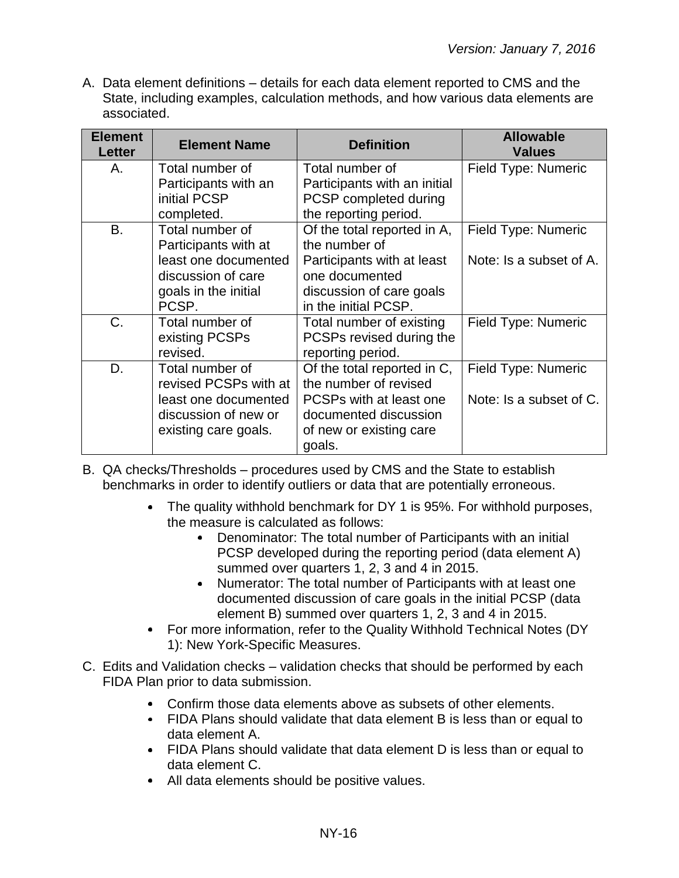A. Data element definitions – details for each data element reported to CMS and the State, including examples, calculation methods, and how various data elements are associated.

| Element Letter | Element Name | Definition | Allowable Values |
|---|---|---|---|
| A. | Total number of Participants with an initial PCSP completed. | Total number of Participants with an initial PCSP completed during the reporting period. | Field Type: Numeric |
| B. | Total number of Participants with at least one documented discussion of care goals in the initial PCSP. | Of the total reported in A, the number of Participants with at least one documented discussion of care goals in the initial PCSP. | Field Type: Numeric<br><br>Note: Is a subset of A. |
| C. | Total number of existing PCSPs revised. | Total number of existing PCSPs revised during the reporting period. | Field Type: Numeric |
| D. | Total number of revised PCSPs with at least one documented discussion of new or existing care goals. | Of the total reported in C, the number of revised PCSPs with at least one documented discussion of new or existing care goals. | Field Type: Numeric<br><br>Note: Is a subset of C. |

B. QA checks/Thresholds – procedures used by CMS and the State to establish benchmarks in order to identify outliers or data that are potentially erroneous.

- The quality withhold benchmark for DY 1 is 95%. For withhold purposes, the measure is calculated as follows:
  - Denominator: The total number of Participants with an initial PCSP developed during the reporting period (data element A) summed over quarters 1, 2, 3 and 4 in 2015.
  - Numerator: The total number of Participants with at least one documented discussion of care goals in the initial PCSP (data element B) summed over quarters 1, 2, 3 and 4 in 2015.
- For more information, refer to the Quality Withhold Technical Notes (DY 1): New York-Specific Measures.

C. Edits and Validation checks – validation checks that should be performed by each FIDA Plan prior to data submission.

- Confirm those data elements above as subsets of other elements.
- FIDA Plans should validate that data element B is less than or equal to data element A.
- FIDA Plans should validate that data element D is less than or equal to data element C.
- All data elements should be positive values.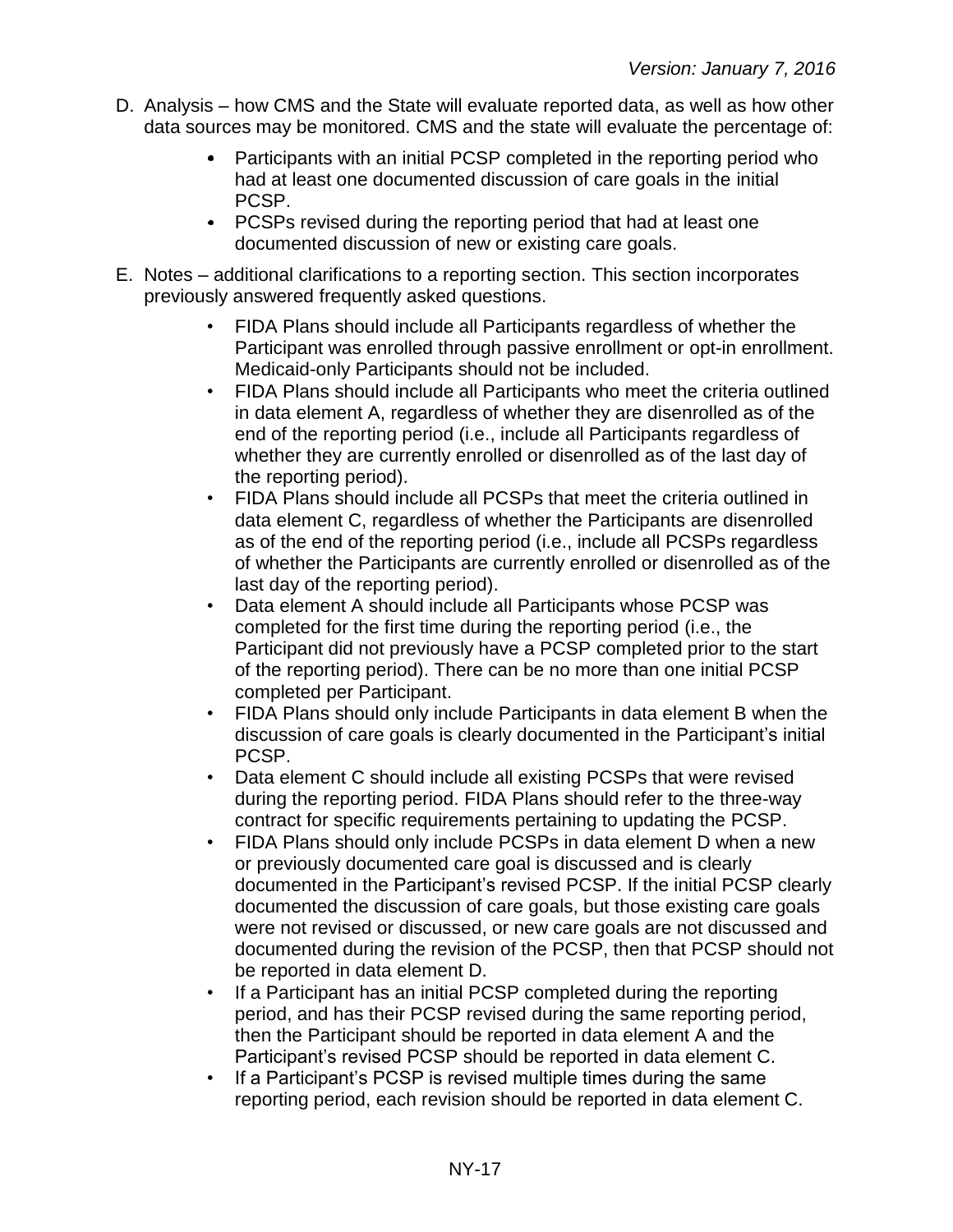D. Analysis – how CMS and the State will evaluate reported data, as well as how other data sources may be monitored. CMS and the state will evaluate the percentage of:

- Participants with an initial PCSP completed in the reporting period who had at least one documented discussion of care goals in the initial PCSP.
- PCSPs revised during the reporting period that had at least one documented discussion of new or existing care goals.

E. Notes – additional clarifications to a reporting section. This section incorporates previously answered frequently asked questions.

- FIDA Plans should include all Participants regardless of whether the Participant was enrolled through passive enrollment or opt-in enrollment. Medicaid-only Participants should not be included.
- FIDA Plans should include all Participants who meet the criteria outlined in data element A, regardless of whether they are disenrolled as of the end of the reporting period (i.e., include all Participants regardless of whether they are currently enrolled or disenrolled as of the last day of the reporting period).
- FIDA Plans should include all PCSPs that meet the criteria outlined in data element C, regardless of whether the Participants are disenrolled as of the end of the reporting period (i.e., include all PCSPs regardless of whether the Participants are currently enrolled or disenrolled as of the last day of the reporting period).
- Data element A should include all Participants whose PCSP was completed for the first time during the reporting period (i.e., the Participant did not previously have a PCSP completed prior to the start of the reporting period). There can be no more than one initial PCSP completed per Participant.
- FIDA Plans should only include Participants in data element B when the discussion of care goals is clearly documented in the Participant's initial PCSP.
- Data element C should include all existing PCSPs that were revised during the reporting period. FIDA Plans should refer to the three-way contract for specific requirements pertaining to updating the PCSP.
- FIDA Plans should only include PCSPs in data element D when a new or previously documented care goal is discussed and is clearly documented in the Participant's revised PCSP. If the initial PCSP clearly documented the discussion of care goals, but those existing care goals were not revised or discussed, or new care goals are not discussed and documented during the revision of the PCSP, then that PCSP should not be reported in data element D.
- If a Participant has an initial PCSP completed during the reporting period, and has their PCSP revised during the same reporting period, then the Participant should be reported in data element A and the Participant's revised PCSP should be reported in data element C.
- If a Participant's PCSP is revised multiple times during the same reporting period, each revision should be reported in data element C.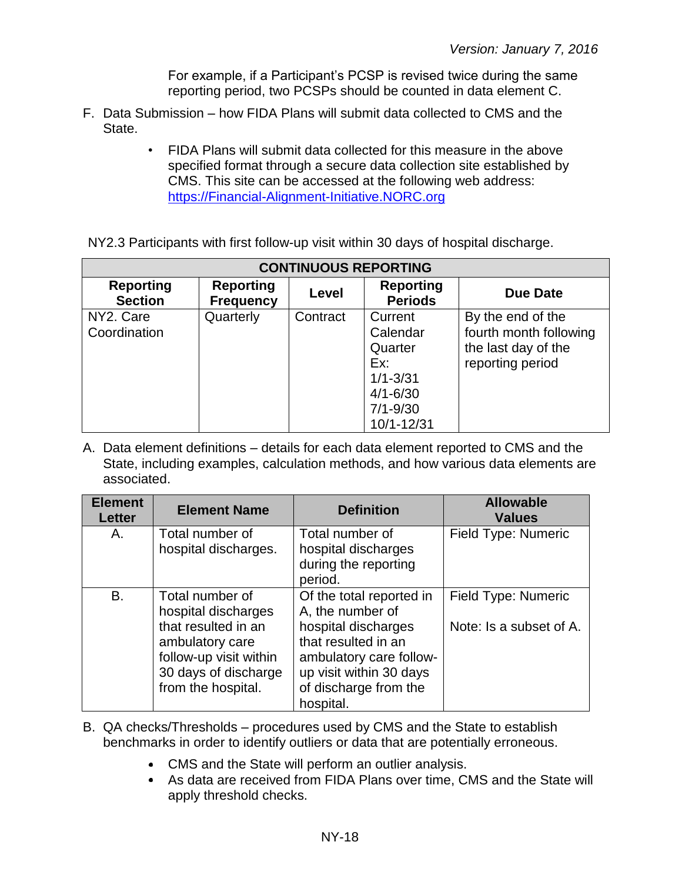For example, if a Participant's PCSP is revised twice during the same reporting period, two PCSPs should be counted in data element C.

F. Data Submission – how FIDA Plans will submit data collected to CMS and the State.

- FIDA Plans will submit data collected for this measure in the above specified format through a secure data collection site established by CMS. This site can be accessed at the following web address: https://Financial-Alignment-Initiative.NORC.org

NY2.3 Participants with first follow-up visit within 30 days of hospital discharge.

| CONTINUOUS REPORTING | | | | |
|---|---|---|---|---|
| **Reporting Section** | **Reporting Frequency** | **Level** | **Reporting Periods** | **Due Date** |
| NY2. Care Coordination | Quarterly | Contract | Current Calendar Quarter Ex: 1/1-3/31 4/1-6/30 7/1-9/30 10/1-12/31 | By the end of the fourth month following the last day of the reporting period |

A. Data element definitions – details for each data element reported to CMS and the State, including examples, calculation methods, and how various data elements are associated.

| Element Letter | Element Name | Definition | Allowable Values |
|---|---|---|---|
| A. | Total number of hospital discharges. | Total number of hospital discharges during the reporting period. | Field Type: Numeric |
| B. | Total number of hospital discharges that resulted in an ambulatory care follow-up visit within 30 days of discharge from the hospital. | Of the total reported in A, the number of hospital discharges that resulted in an ambulatory care follow-up visit within 30 days of discharge from the hospital. | Field Type: Numeric<br><br>Note: Is a subset of A. |

B. QA checks/Thresholds – procedures used by CMS and the State to establish benchmarks in order to identify outliers or data that are potentially erroneous.

- CMS and the State will perform an outlier analysis.
- As data are received from FIDA Plans over time, CMS and the State will apply threshold checks.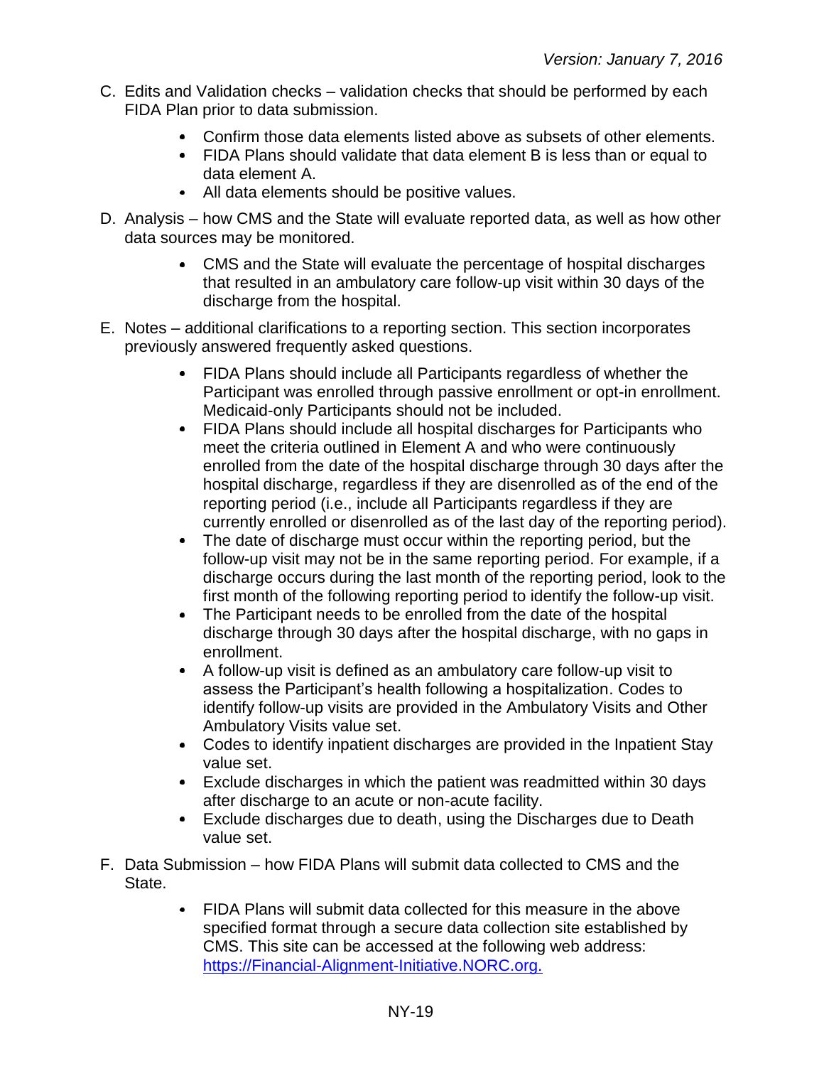C. Edits and Validation checks – validation checks that should be performed by each FIDA Plan prior to data submission.

- Confirm those data elements listed above as subsets of other elements.
- FIDA Plans should validate that data element B is less than or equal to data element A.
- All data elements should be positive values.

D. Analysis – how CMS and the State will evaluate reported data, as well as how other data sources may be monitored.

- CMS and the State will evaluate the percentage of hospital discharges that resulted in an ambulatory care follow-up visit within 30 days of the discharge from the hospital.

E. Notes – additional clarifications to a reporting section. This section incorporates previously answered frequently asked questions.

- FIDA Plans should include all Participants regardless of whether the Participant was enrolled through passive enrollment or opt-in enrollment. Medicaid-only Participants should not be included.
- FIDA Plans should include all hospital discharges for Participants who meet the criteria outlined in Element A and who were continuously enrolled from the date of the hospital discharge through 30 days after the hospital discharge, regardless if they are disenrolled as of the end of the reporting period (i.e., include all Participants regardless if they are currently enrolled or disenrolled as of the last day of the reporting period).
- The date of discharge must occur within the reporting period, but the follow-up visit may not be in the same reporting period. For example, if a discharge occurs during the last month of the reporting period, look to the first month of the following reporting period to identify the follow-up visit.
- The Participant needs to be enrolled from the date of the hospital discharge through 30 days after the hospital discharge, with no gaps in enrollment.
- A follow-up visit is defined as an ambulatory care follow-up visit to assess the Participant's health following a hospitalization. Codes to identify follow-up visits are provided in the Ambulatory Visits and Other Ambulatory Visits value set.
- Codes to identify inpatient discharges are provided in the Inpatient Stay value set.
- Exclude discharges in which the patient was readmitted within 30 days after discharge to an acute or non-acute facility.
- Exclude discharges due to death, using the Discharges due to Death value set.

F. Data Submission – how FIDA Plans will submit data collected to CMS and the State.

- FIDA Plans will submit data collected for this measure in the above specified format through a secure data collection site established by CMS. This site can be accessed at the following web address: https://Financial-Alignment-Initiative.NORC.org.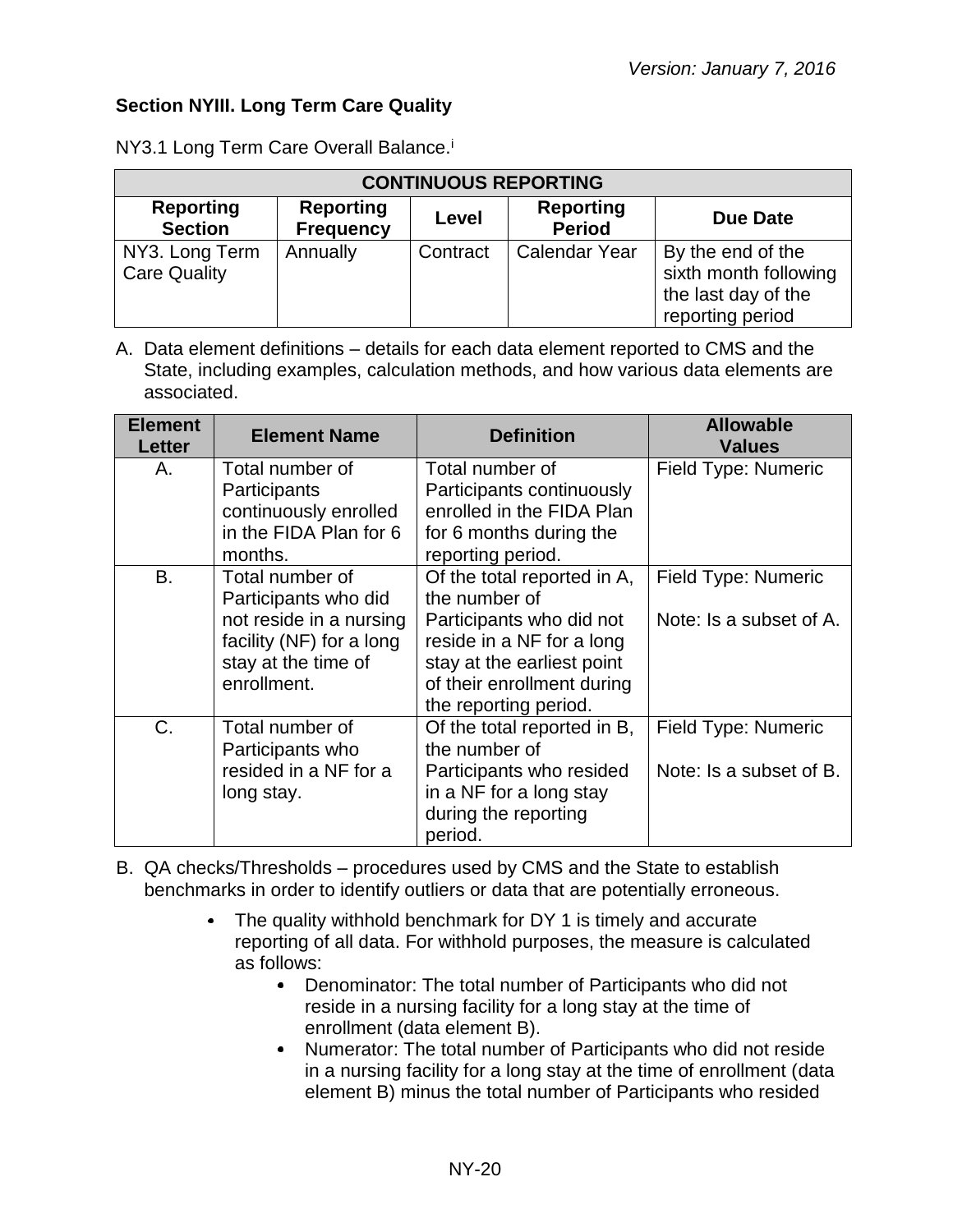*Version: January 7, 2016*

### Section NYIII. Long Term Care Quality

NY3.1 Long Term Care Overall Balance.[i]

| CONTINUOUS REPORTING | | | | |
|---|---|---|---|---|
| **Reporting Section** | **Reporting Frequency** | **Level** | **Reporting Period** | **Due Date** |
| NY3. Long Term Care Quality | Annually | Contract | Calendar Year | By the end of the sixth month following the last day of the reporting period |

A. Data element definitions – details for each data element reported to CMS and the State, including examples, calculation methods, and how various data elements are associated.

| Element Letter | Element Name | Definition | Allowable Values |
|---|---|---|---|
| A. | Total number of Participants continuously enrolled in the FIDA Plan for 6 months. | Total number of Participants continuously enrolled in the FIDA Plan for 6 months during the reporting period. | Field Type: Numeric |
| B. | Total number of Participants who did not reside in a nursing facility (NF) for a long stay at the time of enrollment. | Of the total reported in A, the number of Participants who did not reside in a NF for a long stay at the earliest point of their enrollment during the reporting period. | Field Type: Numeric<br><br>Note: Is a subset of A. |
| C. | Total number of Participants who resided in a NF for a long stay. | Of the total reported in B, the number of Participants who resided in a NF for a long stay during the reporting period. | Field Type: Numeric<br><br>Note: Is a subset of B. |

B. QA checks/Thresholds – procedures used by CMS and the State to establish benchmarks in order to identify outliers or data that are potentially erroneous.

- The quality withhold benchmark for DY 1 is timely and accurate reporting of all data. For withhold purposes, the measure is calculated as follows:
  - Denominator: The total number of Participants who did not reside in a nursing facility for a long stay at the time of enrollment (data element B).
  - Numerator: The total number of Participants who did not reside in a nursing facility for a long stay at the time of enrollment (data element B) minus the total number of Participants who resided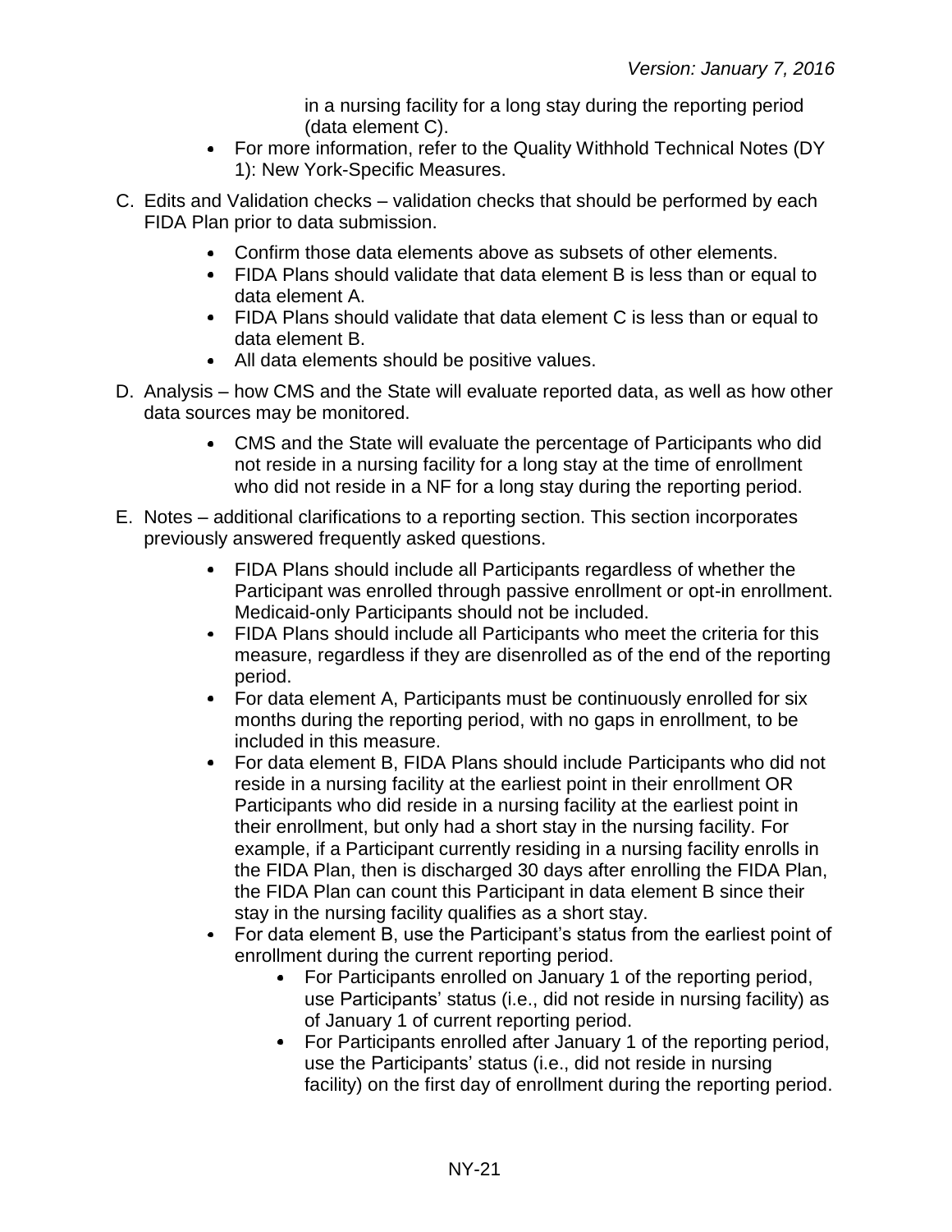in a nursing facility for a long stay during the reporting period (data element C).

- For more information, refer to the Quality Withhold Technical Notes (DY 1): New York-Specific Measures.

C. Edits and Validation checks – validation checks that should be performed by each FIDA Plan prior to data submission.

- Confirm those data elements above as subsets of other elements.
- FIDA Plans should validate that data element B is less than or equal to data element A.
- FIDA Plans should validate that data element C is less than or equal to data element B.
- All data elements should be positive values.

D. Analysis – how CMS and the State will evaluate reported data, as well as how other data sources may be monitored.

- CMS and the State will evaluate the percentage of Participants who did not reside in a nursing facility for a long stay at the time of enrollment who did not reside in a NF for a long stay during the reporting period.

E. Notes – additional clarifications to a reporting section. This section incorporates previously answered frequently asked questions.

- FIDA Plans should include all Participants regardless of whether the Participant was enrolled through passive enrollment or opt-in enrollment. Medicaid-only Participants should not be included.
- FIDA Plans should include all Participants who meet the criteria for this measure, regardless if they are disenrolled as of the end of the reporting period.
- For data element A, Participants must be continuously enrolled for six months during the reporting period, with no gaps in enrollment, to be included in this measure.
- For data element B, FIDA Plans should include Participants who did not reside in a nursing facility at the earliest point in their enrollment OR Participants who did reside in a nursing facility at the earliest point in their enrollment, but only had a short stay in the nursing facility. For example, if a Participant currently residing in a nursing facility enrolls in the FIDA Plan, then is discharged 30 days after enrolling the FIDA Plan, the FIDA Plan can count this Participant in data element B since their stay in the nursing facility qualifies as a short stay.
- For data element B, use the Participant's status from the earliest point of enrollment during the current reporting period.
    - For Participants enrolled on January 1 of the reporting period, use Participants' status (i.e., did not reside in nursing facility) as of January 1 of current reporting period.
    - For Participants enrolled after January 1 of the reporting period, use the Participants' status (i.e., did not reside in nursing facility) on the first day of enrollment during the reporting period.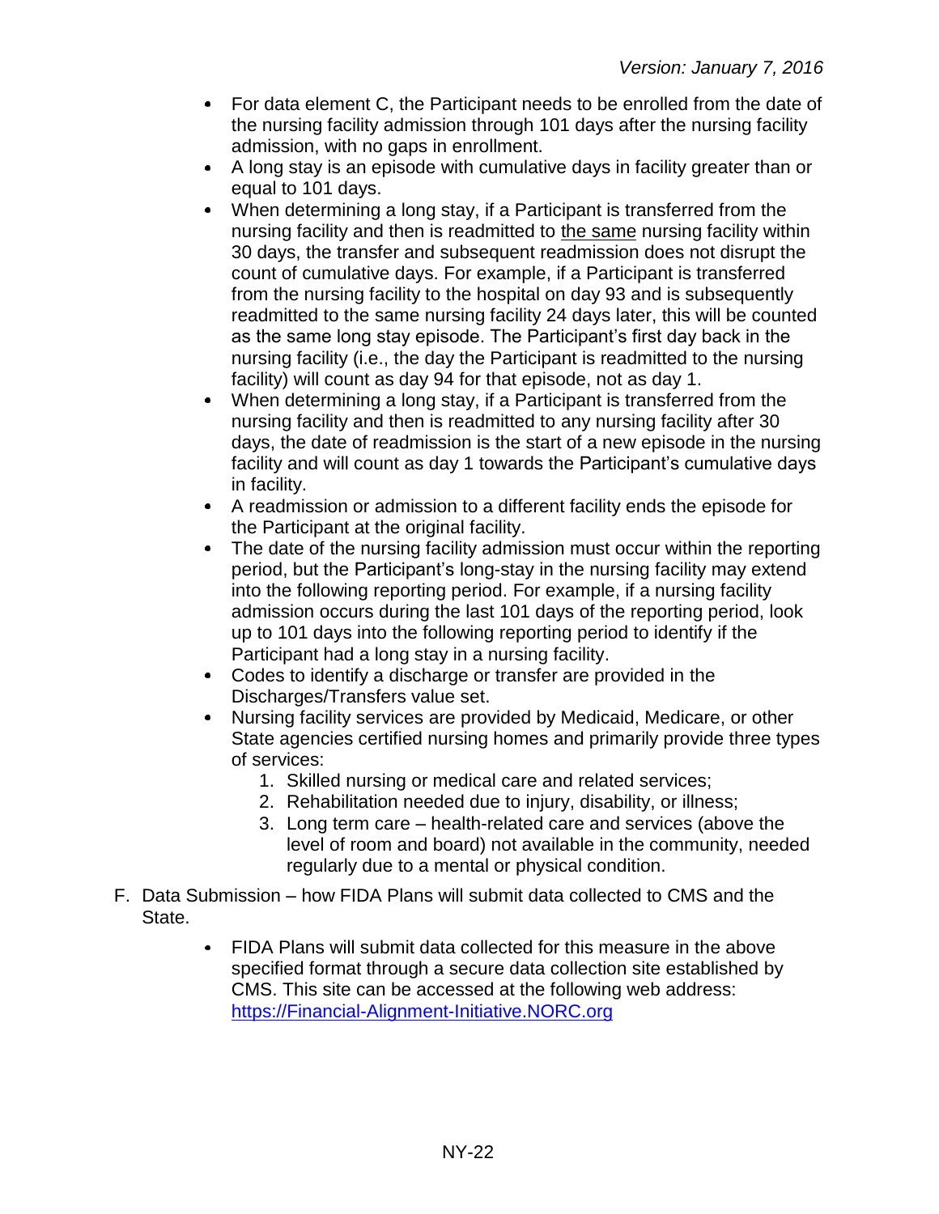- For data element C, the Participant needs to be enrolled from the date of the nursing facility admission through 101 days after the nursing facility admission, with no gaps in enrollment.
- A long stay is an episode with cumulative days in facility greater than or equal to 101 days.
- When determining a long stay, if a Participant is transferred from the nursing facility and then is readmitted to <u>the same</u> nursing facility within 30 days, the transfer and subsequent readmission does not disrupt the count of cumulative days. For example, if a Participant is transferred from the nursing facility to the hospital on day 93 and is subsequently readmitted to the same nursing facility 24 days later, this will be counted as the same long stay episode. The Participant's first day back in the nursing facility (i.e., the day the Participant is readmitted to the nursing facility) will count as day 94 for that episode, not as day 1.
- When determining a long stay, if a Participant is transferred from the nursing facility and then is readmitted to any nursing facility after 30 days, the date of readmission is the start of a new episode in the nursing facility and will count as day 1 towards the Participant's cumulative days in facility.
- A readmission or admission to a different facility ends the episode for the Participant at the original facility.
- The date of the nursing facility admission must occur within the reporting period, but the Participant's long-stay in the nursing facility may extend into the following reporting period. For example, if a nursing facility admission occurs during the last 101 days of the reporting period, look up to 101 days into the following reporting period to identify if the Participant had a long stay in a nursing facility.
- Codes to identify a discharge or transfer are provided in the Discharges/Transfers value set.
- Nursing facility services are provided by Medicaid, Medicare, or other State agencies certified nursing homes and primarily provide three types of services:
  1. Skilled nursing or medical care and related services;
  2. Rehabilitation needed due to injury, disability, or illness;
  3. Long term care – health-related care and services (above the level of room and board) not available in the community, needed regularly due to a mental or physical condition.

F. Data Submission – how FIDA Plans will submit data collected to CMS and the State.

- FIDA Plans will submit data collected for this measure in the above specified format through a secure data collection site established by CMS. This site can be accessed at the following web address: https://Financial-Alignment-Initiative.NORC.org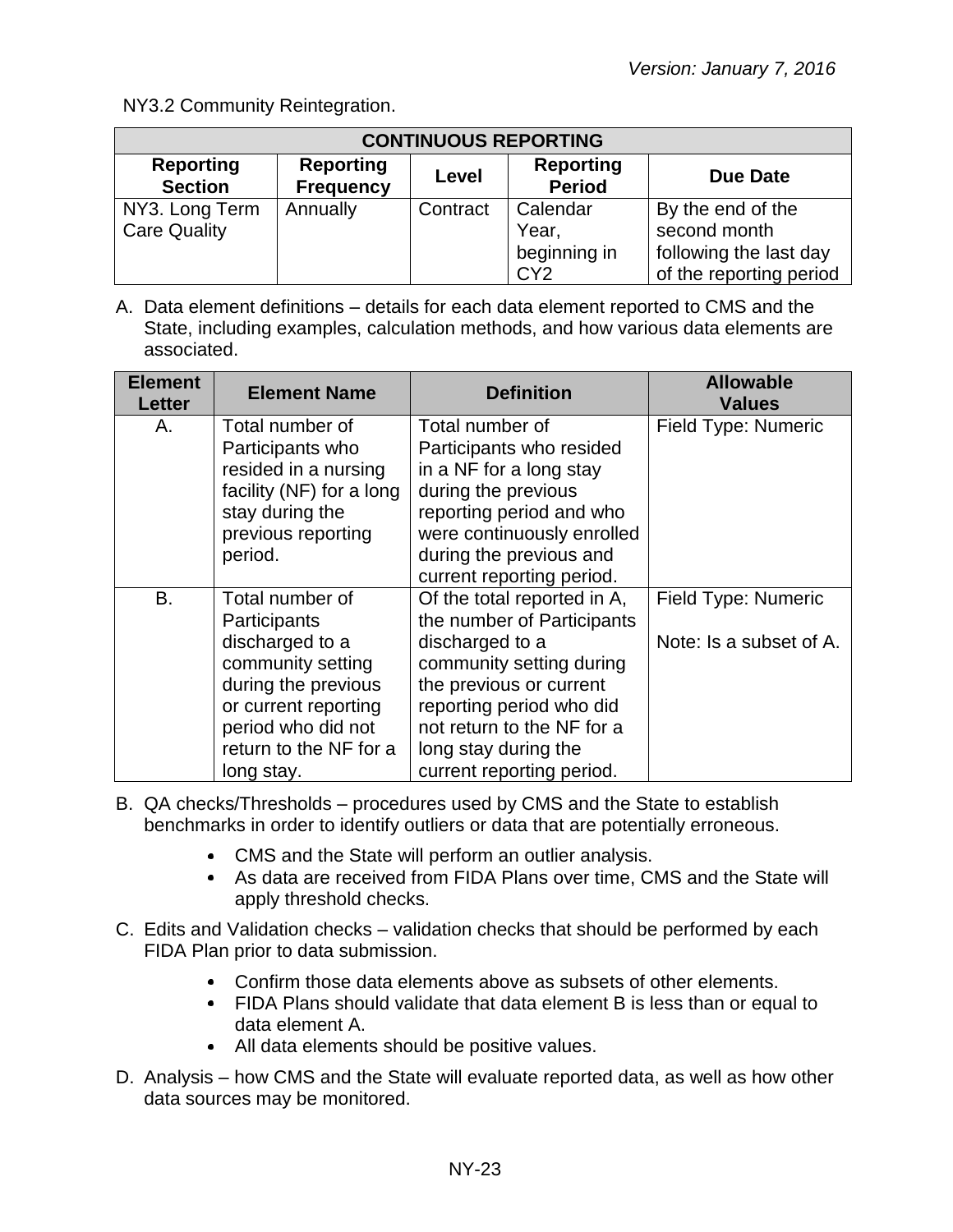NY3.2 Community Reintegration.

| CONTINUOUS REPORTING | | | | |
|---|---|---|---|---|
| **Reporting Section** | **Reporting Frequency** | **Level** | **Reporting Period** | **Due Date** |
| NY3. Long Term Care Quality | Annually | Contract | Calendar Year, beginning in CY2 | By the end of the second month following the last day of the reporting period |

A. Data element definitions – details for each data element reported to CMS and the State, including examples, calculation methods, and how various data elements are associated.

| Element Letter | Element Name | Definition | Allowable Values |
|---|---|---|---|
| A. | Total number of Participants who resided in a nursing facility (NF) for a long stay during the previous reporting period. | Total number of Participants who resided in a NF for a long stay during the previous reporting period and who were continuously enrolled during the previous and current reporting period. | Field Type: Numeric |
| B. | Total number of Participants discharged to a community setting during the previous or current reporting period who did not return to the NF for a long stay. | Of the total reported in A, the number of Participants discharged to a community setting during the previous or current reporting period who did not return to the NF for a long stay during the current reporting period. | Field Type: Numeric<br><br>Note: Is a subset of A. |

B. QA checks/Thresholds – procedures used by CMS and the State to establish benchmarks in order to identify outliers or data that are potentially erroneous.

- CMS and the State will perform an outlier analysis.
- As data are received from FIDA Plans over time, CMS and the State will apply threshold checks.

C. Edits and Validation checks – validation checks that should be performed by each FIDA Plan prior to data submission.

- Confirm those data elements above as subsets of other elements.
- FIDA Plans should validate that data element B is less than or equal to data element A.
- All data elements should be positive values.

D. Analysis – how CMS and the State will evaluate reported data, as well as how other data sources may be monitored.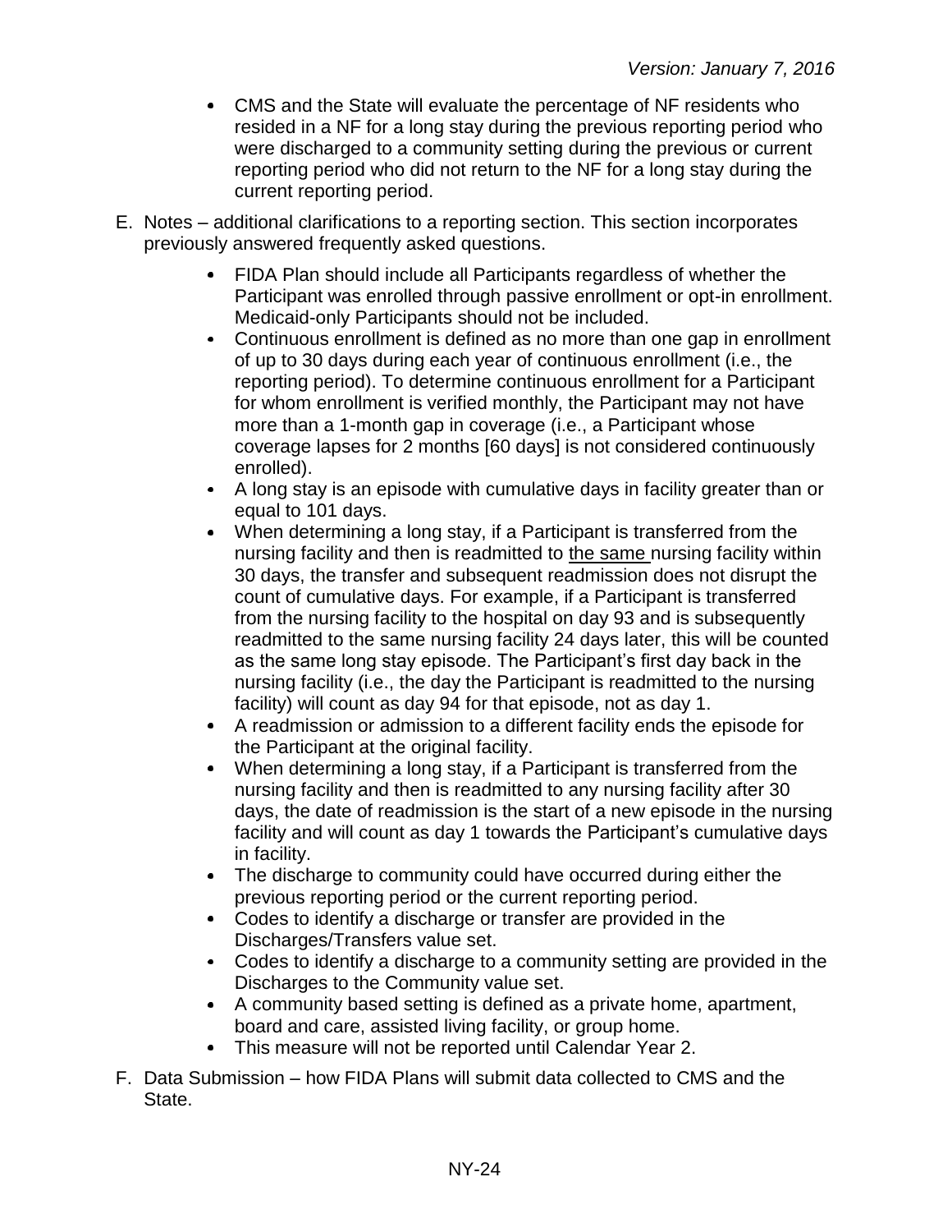- CMS and the State will evaluate the percentage of NF residents who resided in a NF for a long stay during the previous reporting period who were discharged to a community setting during the previous or current reporting period who did not return to the NF for a long stay during the current reporting period.

E. Notes – additional clarifications to a reporting section. This section incorporates previously answered frequently asked questions.

- FIDA Plan should include all Participants regardless of whether the Participant was enrolled through passive enrollment or opt-in enrollment. Medicaid-only Participants should not be included.
- Continuous enrollment is defined as no more than one gap in enrollment of up to 30 days during each year of continuous enrollment (i.e., the reporting period). To determine continuous enrollment for a Participant for whom enrollment is verified monthly, the Participant may not have more than a 1-month gap in coverage (i.e., a Participant whose coverage lapses for 2 months [60 days] is not considered continuously enrolled).
- A long stay is an episode with cumulative days in facility greater than or equal to 101 days.
- When determining a long stay, if a Participant is transferred from the nursing facility and then is readmitted to the same nursing facility within 30 days, the transfer and subsequent readmission does not disrupt the count of cumulative days. For example, if a Participant is transferred from the nursing facility to the hospital on day 93 and is subsequently readmitted to the same nursing facility 24 days later, this will be counted as the same long stay episode. The Participant's first day back in the nursing facility (i.e., the day the Participant is readmitted to the nursing facility) will count as day 94 for that episode, not as day 1.
- A readmission or admission to a different facility ends the episode for the Participant at the original facility.
- When determining a long stay, if a Participant is transferred from the nursing facility and then is readmitted to any nursing facility after 30 days, the date of readmission is the start of a new episode in the nursing facility and will count as day 1 towards the Participant's cumulative days in facility.
- The discharge to community could have occurred during either the previous reporting period or the current reporting period.
- Codes to identify a discharge or transfer are provided in the Discharges/Transfers value set.
- Codes to identify a discharge to a community setting are provided in the Discharges to the Community value set.
- A community based setting is defined as a private home, apartment, board and care, assisted living facility, or group home.
- This measure will not be reported until Calendar Year 2.

F. Data Submission – how FIDA Plans will submit data collected to CMS and the State.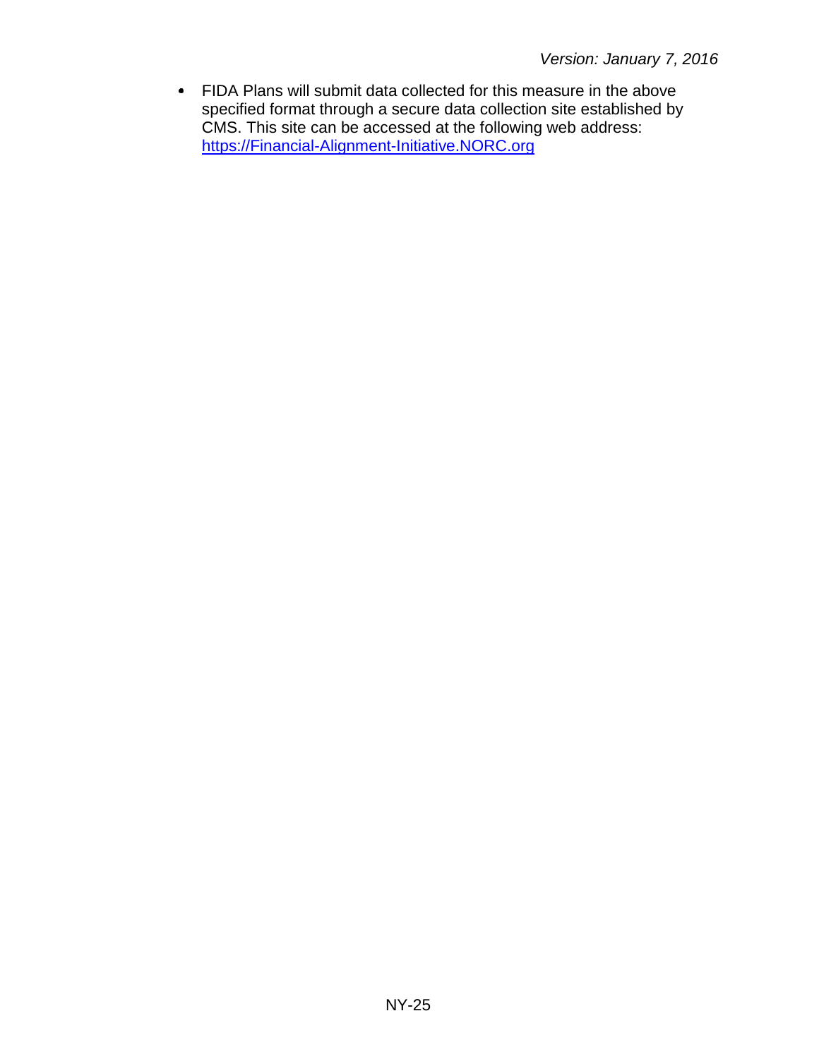- FIDA Plans will submit data collected for this measure in the above specified format through a secure data collection site established by CMS. This site can be accessed at the following web address: [https://Financial-Alignment-Initiative.NORC.org](https://Financial-Alignment-Initiative.NORC.org)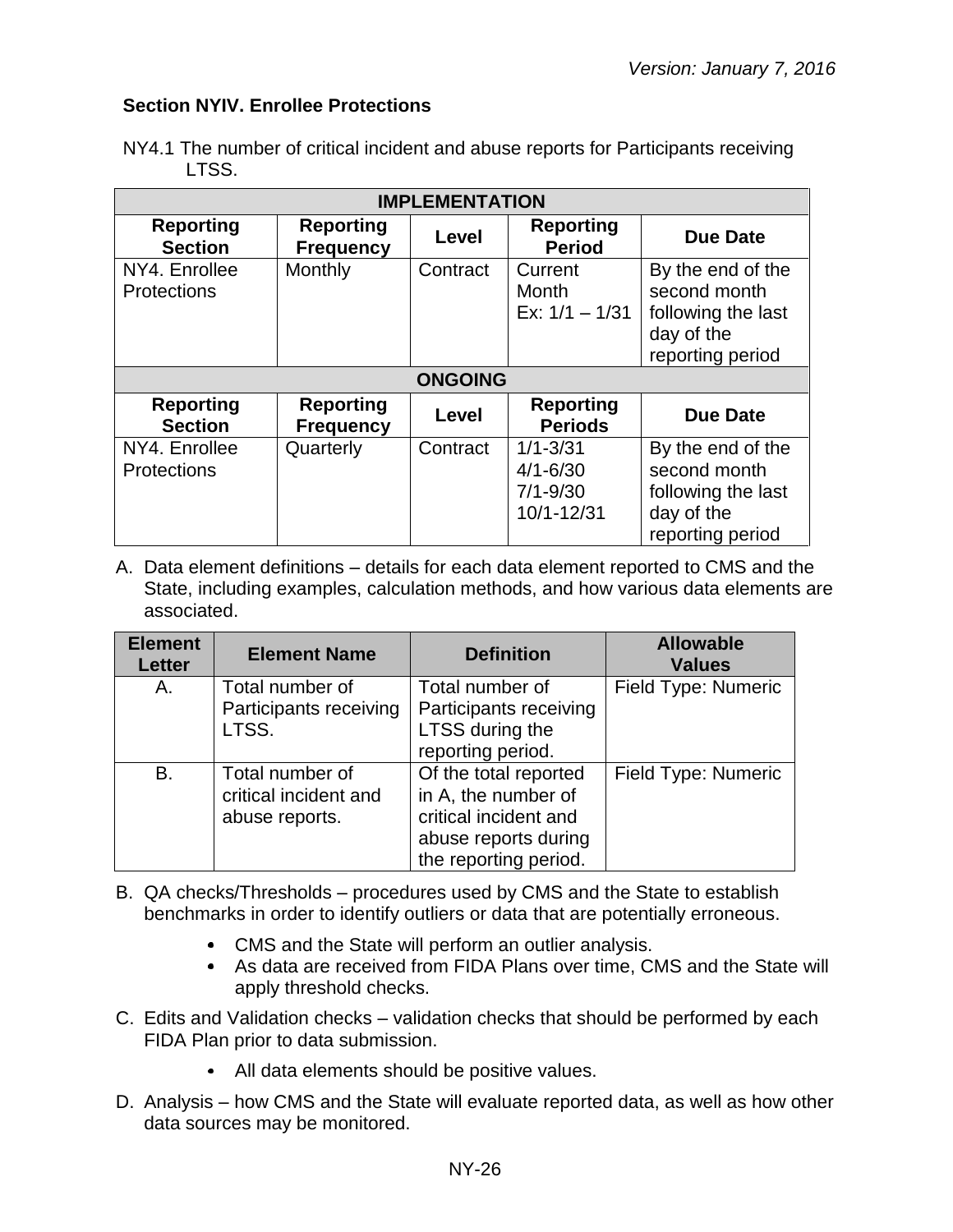### Section NYIV. Enrollee Protections

NY4.1 The number of critical incident and abuse reports for Participants receiving LTSS.

| IMPLEMENTATION | | | | |
|---|---|---|---|---|
| **Reporting Section** | **Reporting Frequency** | **Level** | **Reporting Period** | **Due Date** |
| NY4. Enrollee Protections | Monthly | Contract | Current Month<br>Ex: 1/1 – 1/31 | By the end of the second month following the last day of the reporting period |
| **ONGOING** | | | | |
| **Reporting Section** | **Reporting Frequency** | **Level** | **Reporting Periods** | **Due Date** |
| NY4. Enrollee Protections | Quarterly | Contract | 1/1-3/31<br>4/1-6/30<br>7/1-9/30<br>10/1-12/31 | By the end of the second month following the last day of the reporting period |

A. Data element definitions – details for each data element reported to CMS and the State, including examples, calculation methods, and how various data elements are associated.

| Element Letter | Element Name | Definition | Allowable Values |
|---|---|---|---|
| A. | Total number of Participants receiving LTSS. | Total number of Participants receiving LTSS during the reporting period. | Field Type: Numeric |
| B. | Total number of critical incident and abuse reports. | Of the total reported in A, the number of critical incident and abuse reports during the reporting period. | Field Type: Numeric |

B. QA checks/Thresholds – procedures used by CMS and the State to establish benchmarks in order to identify outliers or data that are potentially erroneous.

- CMS and the State will perform an outlier analysis.
- As data are received from FIDA Plans over time, CMS and the State will apply threshold checks.

C. Edits and Validation checks – validation checks that should be performed by each FIDA Plan prior to data submission.

- All data elements should be positive values.

D. Analysis – how CMS and the State will evaluate reported data, as well as how other data sources may be monitored.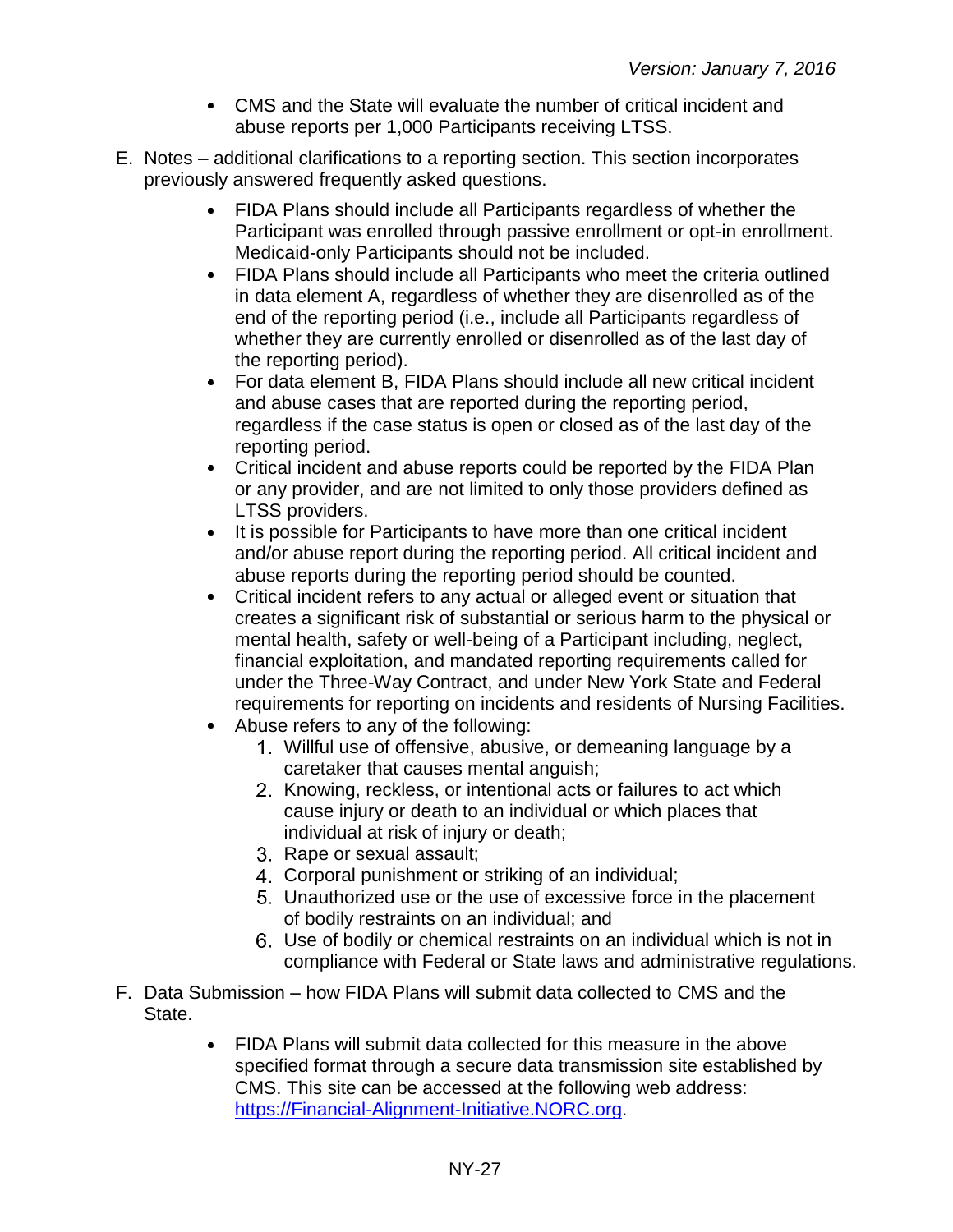- CMS and the State will evaluate the number of critical incident and abuse reports per 1,000 Participants receiving LTSS.

E. Notes – additional clarifications to a reporting section. This section incorporates previously answered frequently asked questions.

- FIDA Plans should include all Participants regardless of whether the Participant was enrolled through passive enrollment or opt-in enrollment. Medicaid-only Participants should not be included.
- FIDA Plans should include all Participants who meet the criteria outlined in data element A, regardless of whether they are disenrolled as of the end of the reporting period (i.e., include all Participants regardless of whether they are currently enrolled or disenrolled as of the last day of the reporting period).
- For data element B, FIDA Plans should include all new critical incident and abuse cases that are reported during the reporting period, regardless if the case status is open or closed as of the last day of the reporting period.
- Critical incident and abuse reports could be reported by the FIDA Plan or any provider, and are not limited to only those providers defined as LTSS providers.
- It is possible for Participants to have more than one critical incident and/or abuse report during the reporting period. All critical incident and abuse reports during the reporting period should be counted.
- Critical incident refers to any actual or alleged event or situation that creates a significant risk of substantial or serious harm to the physical or mental health, safety or well-being of a Participant including, neglect, financial exploitation, and mandated reporting requirements called for under the Three-Way Contract, and under New York State and Federal requirements for reporting on incidents and residents of Nursing Facilities.
- Abuse refers to any of the following:
  1. Willful use of offensive, abusive, or demeaning language by a caretaker that causes mental anguish;
  2. Knowing, reckless, or intentional acts or failures to act which cause injury or death to an individual or which places that individual at risk of injury or death;
  3. Rape or sexual assault;
  4. Corporal punishment or striking of an individual;
  5. Unauthorized use or the use of excessive force in the placement of bodily restraints on an individual; and
  6. Use of bodily or chemical restraints on an individual which is not in compliance with Federal or State laws and administrative regulations.

F. Data Submission – how FIDA Plans will submit data collected to CMS and the State.

- FIDA Plans will submit data collected for this measure in the above specified format through a secure data transmission site established by CMS. This site can be accessed at the following web address: [https://Financial-Alignment-Initiative.NORC.org](https://Financial-Alignment-Initiative.NORC.org).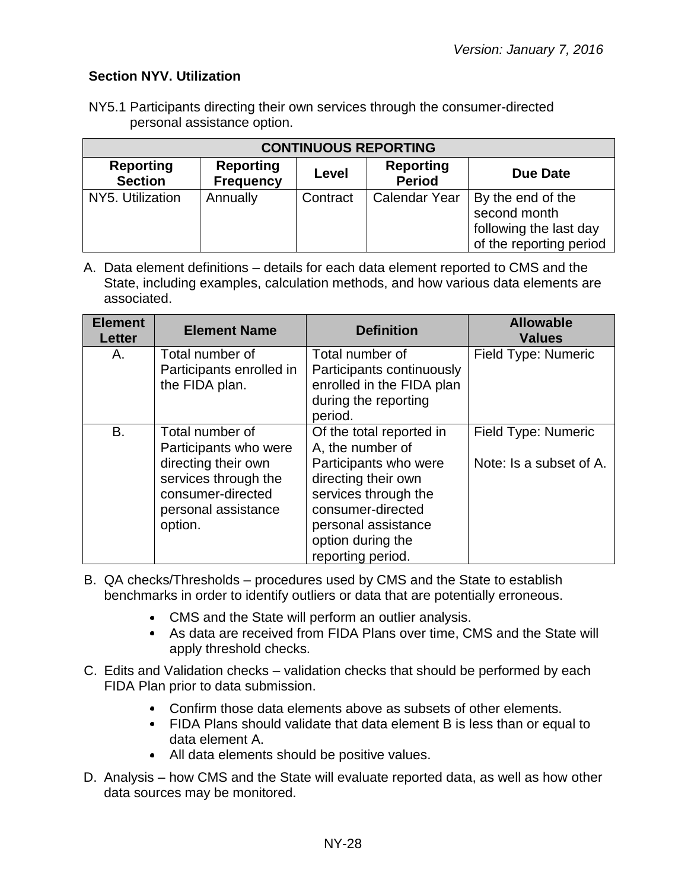### Section NYV. Utilization

NY5.1 Participants directing their own services through the consumer-directed personal assistance option.

| CONTINUOUS REPORTING | | | | |
|---|---|---|---|---|
| **Reporting Section** | **Reporting Frequency** | **Level** | **Reporting Period** | **Due Date** |
| NY5. Utilization | Annually | Contract | Calendar Year | By the end of the second month following the last day of the reporting period |

A. Data element definitions – details for each data element reported to CMS and the State, including examples, calculation methods, and how various data elements are associated.

| Element Letter | Element Name | Definition | Allowable Values |
|---|---|---|---|
| A. | Total number of Participants enrolled in the FIDA plan. | Total number of Participants continuously enrolled in the FIDA plan during the reporting period. | Field Type: Numeric |
| B. | Total number of Participants who were directing their own services through the consumer-directed personal assistance option. | Of the total reported in A, the number of Participants who were directing their own services through the consumer-directed personal assistance option during the reporting period. | Field Type: Numeric<br><br>Note: Is a subset of A. |

B. QA checks/Thresholds – procedures used by CMS and the State to establish benchmarks in order to identify outliers or data that are potentially erroneous.

- CMS and the State will perform an outlier analysis.
- As data are received from FIDA Plans over time, CMS and the State will apply threshold checks.

C. Edits and Validation checks – validation checks that should be performed by each FIDA Plan prior to data submission.

- Confirm those data elements above as subsets of other elements.
- FIDA Plans should validate that data element B is less than or equal to data element A.
- All data elements should be positive values.

D. Analysis – how CMS and the State will evaluate reported data, as well as how other data sources may be monitored.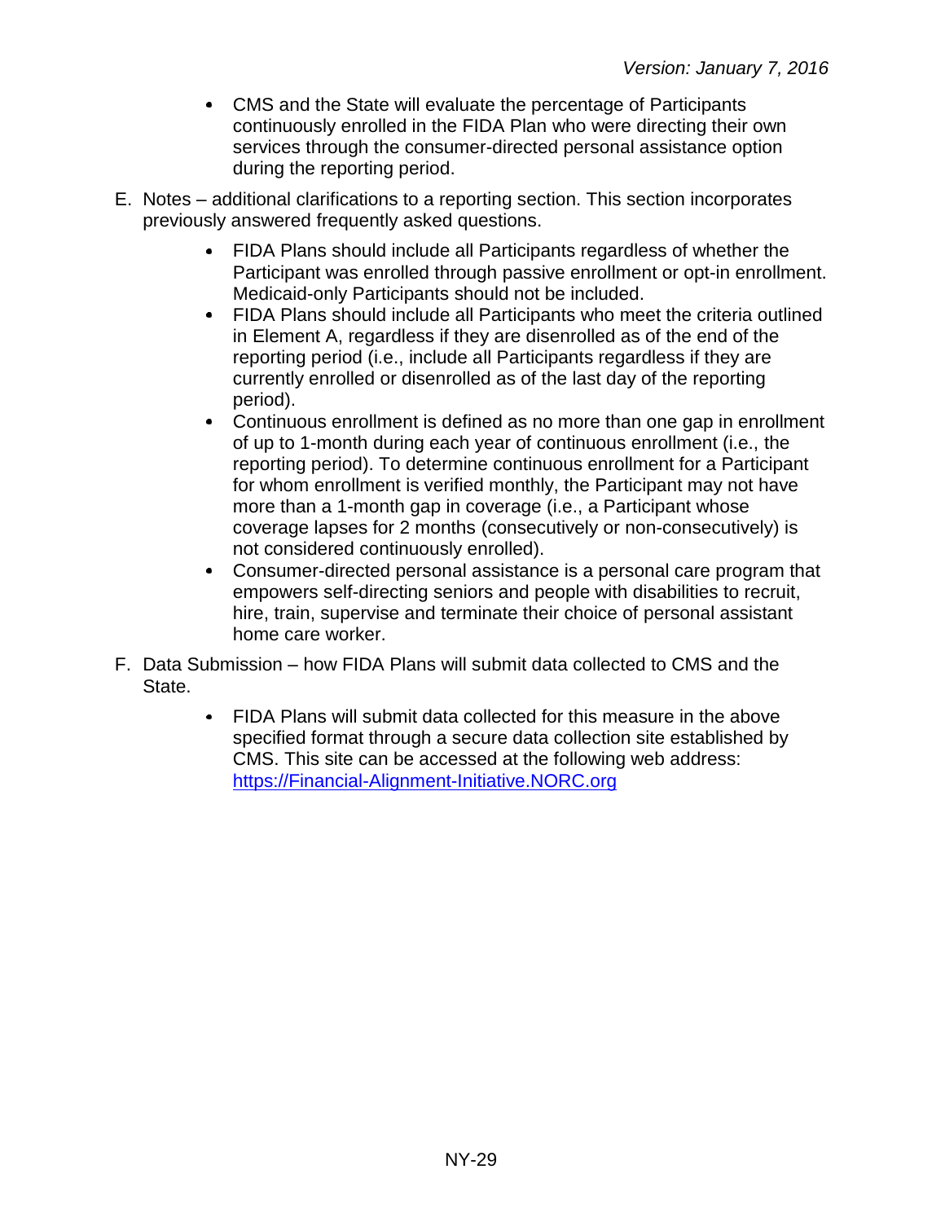- CMS and the State will evaluate the percentage of Participants continuously enrolled in the FIDA Plan who were directing their own services through the consumer-directed personal assistance option during the reporting period.

E. Notes – additional clarifications to a reporting section. This section incorporates previously answered frequently asked questions.

- FIDA Plans should include all Participants regardless of whether the Participant was enrolled through passive enrollment or opt-in enrollment. Medicaid-only Participants should not be included.
- FIDA Plans should include all Participants who meet the criteria outlined in Element A, regardless if they are disenrolled as of the end of the reporting period (i.e., include all Participants regardless if they are currently enrolled or disenrolled as of the last day of the reporting period).
- Continuous enrollment is defined as no more than one gap in enrollment of up to 1-month during each year of continuous enrollment (i.e., the reporting period). To determine continuous enrollment for a Participant for whom enrollment is verified monthly, the Participant may not have more than a 1-month gap in coverage (i.e., a Participant whose coverage lapses for 2 months (consecutively or non-consecutively) is not considered continuously enrolled).
- Consumer-directed personal assistance is a personal care program that empowers self-directing seniors and people with disabilities to recruit, hire, train, supervise and terminate their choice of personal assistant home care worker.

F. Data Submission – how FIDA Plans will submit data collected to CMS and the State.

- FIDA Plans will submit data collected for this measure in the above specified format through a secure data collection site established by CMS. This site can be accessed at the following web address: [https://Financial-Alignment-Initiative.NORC.org](https://Financial-Alignment-Initiative.NORC.org)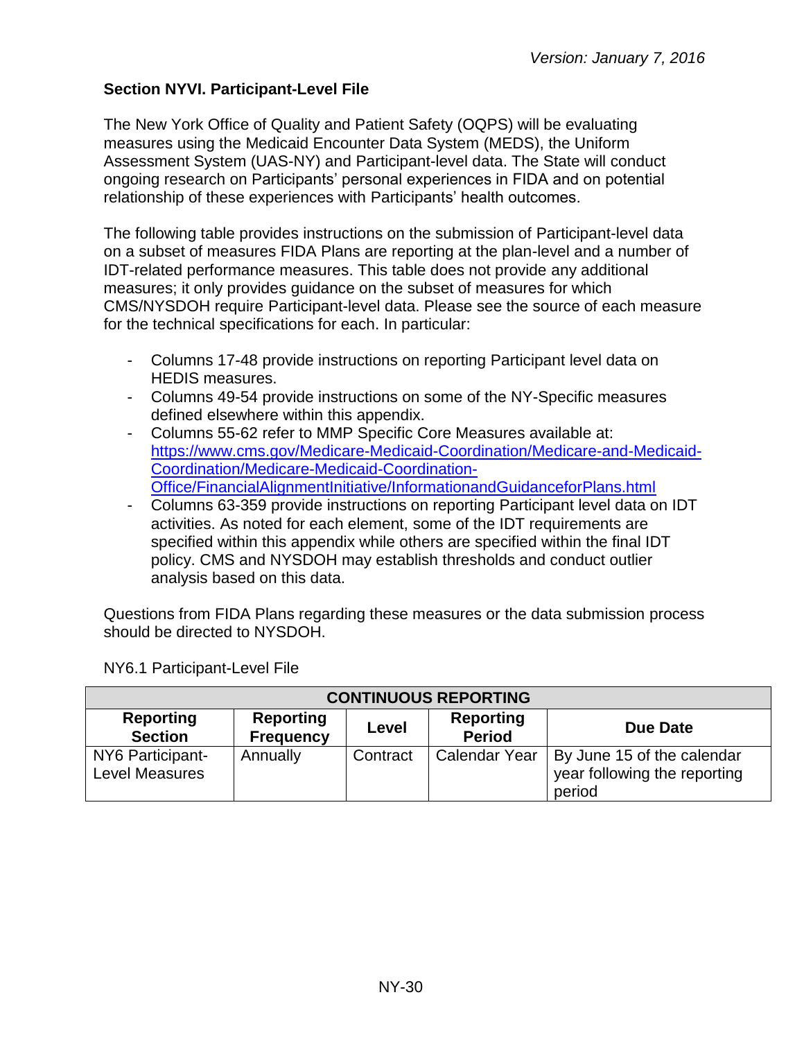### Section NYVI. Participant-Level File

The New York Office of Quality and Patient Safety (OQPS) will be evaluating measures using the Medicaid Encounter Data System (MEDS), the Uniform Assessment System (UAS-NY) and Participant-level data. The State will conduct ongoing research on Participants' personal experiences in FIDA and on potential relationship of these experiences with Participants' health outcomes.

The following table provides instructions on the submission of Participant-level data on a subset of measures FIDA Plans are reporting at the plan-level and a number of IDT-related performance measures. This table does not provide any additional measures; it only provides guidance on the subset of measures for which CMS/NYSDOH require Participant-level data. Please see the source of each measure for the technical specifications for each. In particular:

- Columns 17-48 provide instructions on reporting Participant level data on HEDIS measures.
- Columns 49-54 provide instructions on some of the NY-Specific measures defined elsewhere within this appendix.
- Columns 55-62 refer to MMP Specific Core Measures available at: [https://www.cms.gov/Medicare-Medicaid-Coordination/Medicare-and-Medicaid-Coordination/Medicare-Medicaid-Coordination-Office/FinancialAlignmentInitiative/InformationandGuidanceforPlans.html](https://www.cms.gov/Medicare-Medicaid-Coordination/Medicare-and-Medicaid-Coordination/Medicare-Medicaid-Coordination-Office/FinancialAlignmentInitiative/InformationandGuidanceforPlans.html)
- Columns 63-359 provide instructions on reporting Participant level data on IDT activities. As noted for each element, some of the IDT requirements are specified within this appendix while others are specified within the final IDT policy. CMS and NYSDOH may establish thresholds and conduct outlier analysis based on this data.

Questions from FIDA Plans regarding these measures or the data submission process should be directed to NYSDOH.

NY6.1 Participant-Level File

| CONTINUOUS REPORTING | | | | |
|---|---|---|---|---|
| **Reporting Section** | **Reporting Frequency** | **Level** | **Reporting Period** | **Due Date** |
| NY6 Participant-Level Measures | Annually | Contract | Calendar Year | By June 15 of the calendar year following the reporting period |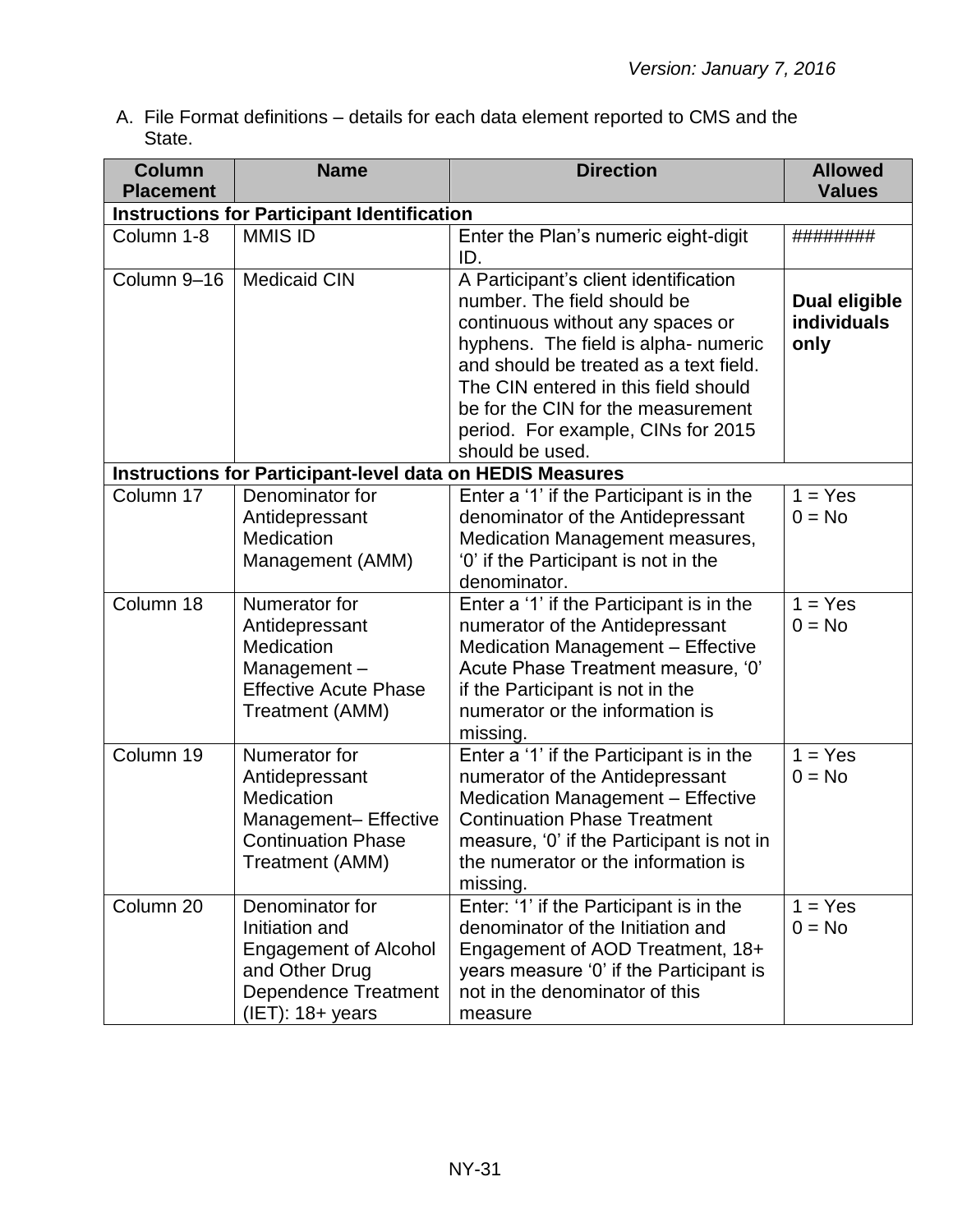*Version: January 7, 2016*

A. File Format definitions – details for each data element reported to CMS and the State.

| Column Placement | Name | Direction | Allowed Values |
|---|---|---|---|
| **Instructions for Participant Identification** | | | |
| Column 1-8 | MMIS ID | Enter the Plan's numeric eight-digit ID. | ######## |
| Column 9–16 | Medicaid CIN | A Participant's client identification number. The field should be continuous without any spaces or hyphens. The field is alpha- numeric and should be treated as a text field. The CIN entered in this field should be for the CIN for the measurement period. For example, CINs for 2015 should be used. | **Dual eligible individuals only** |
| **Instructions for Participant-level data on HEDIS Measures** | | | |
| Column 17 | Denominator for Antidepressant Medication Management (AMM) | Enter a '1' if the Participant is in the denominator of the Antidepressant Medication Management measures, '0' if the Participant is not in the denominator. | 1 = Yes<br>0 = No |
| Column 18 | Numerator for Antidepressant Medication Management – Effective Acute Phase Treatment (AMM) | Enter a '1' if the Participant is in the numerator of the Antidepressant Medication Management – Effective Acute Phase Treatment measure, '0' if the Participant is not in the numerator or the information is missing. | 1 = Yes<br>0 = No |
| Column 19 | Numerator for Antidepressant Medication Management– Effective Continuation Phase Treatment (AMM) | Enter a '1' if the Participant is in the numerator of the Antidepressant Medication Management – Effective Continuation Phase Treatment measure, '0' if the Participant is not in the numerator or the information is missing. | 1 = Yes<br>0 = No |
| Column 20 | Denominator for Initiation and Engagement of Alcohol and Other Drug Dependence Treatment (IET): 18+ years | Enter: '1' if the Participant is in the denominator of the Initiation and Engagement of AOD Treatment, 18+ years measure '0' if the Participant is not in the denominator of this measure | 1 = Yes<br>0 = No |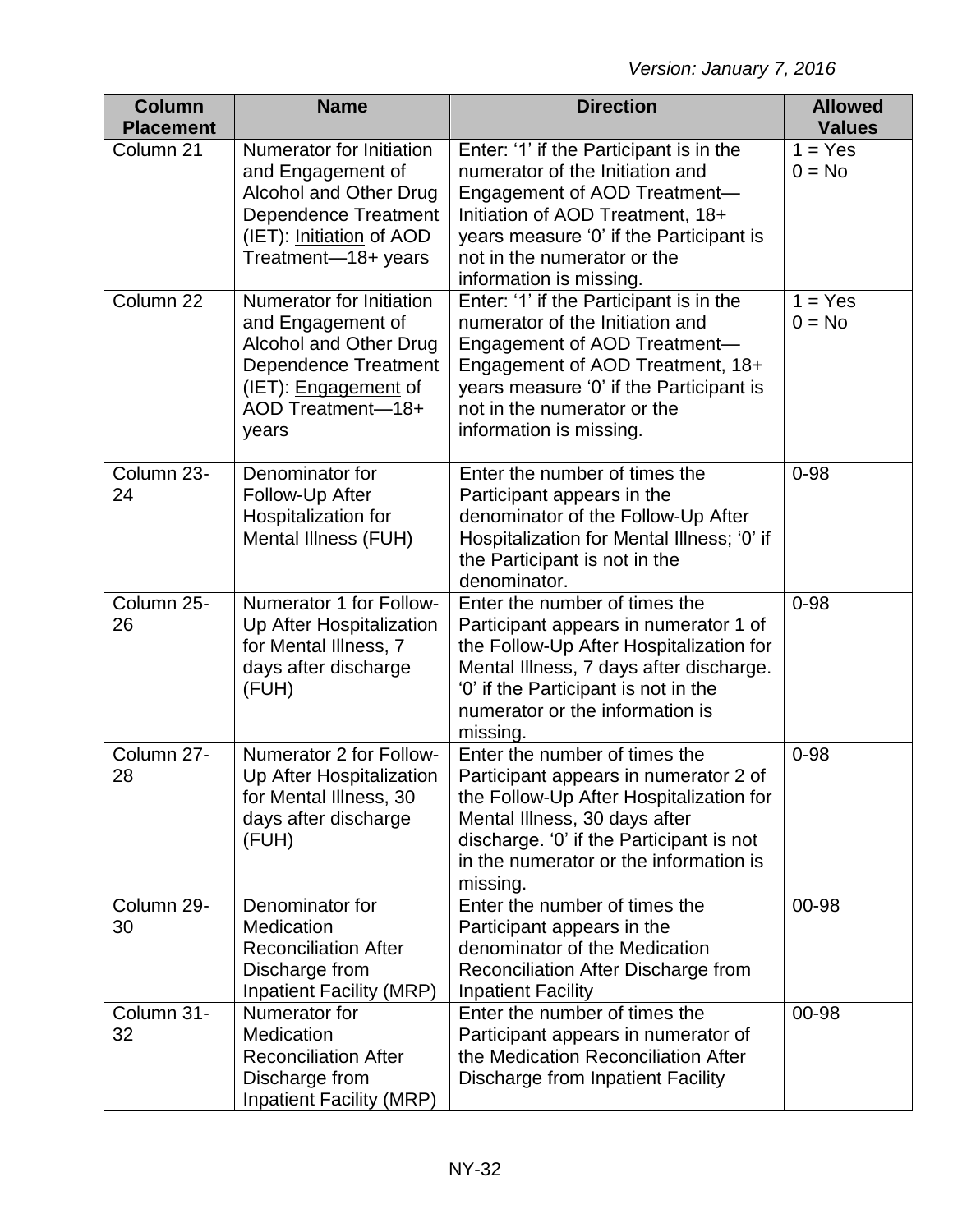| Column Placement | Name | Direction | Allowed Values |
|---|---|---|---|
| Column 21 | Numerator for Initiation and Engagement of Alcohol and Other Drug Dependence Treatment (IET): Initiation of AOD Treatment—18+ years | Enter: '1' if the Participant is in the numerator of the Initiation and Engagement of AOD Treatment—Initiation of AOD Treatment, 18+ years measure '0' if the Participant is not in the numerator or the information is missing. | 1 = Yes<br>0 = No |
| Column 22 | Numerator for Initiation and Engagement of Alcohol and Other Drug Dependence Treatment (IET): Engagement of AOD Treatment—18+ years | Enter: '1' if the Participant is in the numerator of the Initiation and Engagement of AOD Treatment—Engagement of AOD Treatment, 18+ years measure '0' if the Participant is not in the numerator or the information is missing. | 1 = Yes<br>0 = No |
| Column 23-24 | Denominator for Follow-Up After Hospitalization for Mental Illness (FUH) | Enter the number of times the Participant appears in the denominator of the Follow-Up After Hospitalization for Mental Illness; '0' if the Participant is not in the denominator. | 0-98 |
| Column 25-26 | Numerator 1 for Follow-Up After Hospitalization for Mental Illness, 7 days after discharge (FUH) | Enter the number of times the Participant appears in numerator 1 of the Follow-Up After Hospitalization for Mental Illness, 7 days after discharge. '0' if the Participant is not in the numerator or the information is missing. | 0-98 |
| Column 27-28 | Numerator 2 for Follow-Up After Hospitalization for Mental Illness, 30 days after discharge (FUH) | Enter the number of times the Participant appears in numerator 2 of the Follow-Up After Hospitalization for Mental Illness, 30 days after discharge. '0' if the Participant is not in the numerator or the information is missing. | 0-98 |
| Column 29-30 | Denominator for Medication Reconciliation After Discharge from Inpatient Facility (MRP) | Enter the number of times the Participant appears in the denominator of the Medication Reconciliation After Discharge from Inpatient Facility | 00-98 |
| Column 31-32 | Numerator for Medication Reconciliation After Discharge from Inpatient Facility (MRP) | Enter the number of times the Participant appears in numerator of the Medication Reconciliation After Discharge from Inpatient Facility | 00-98 |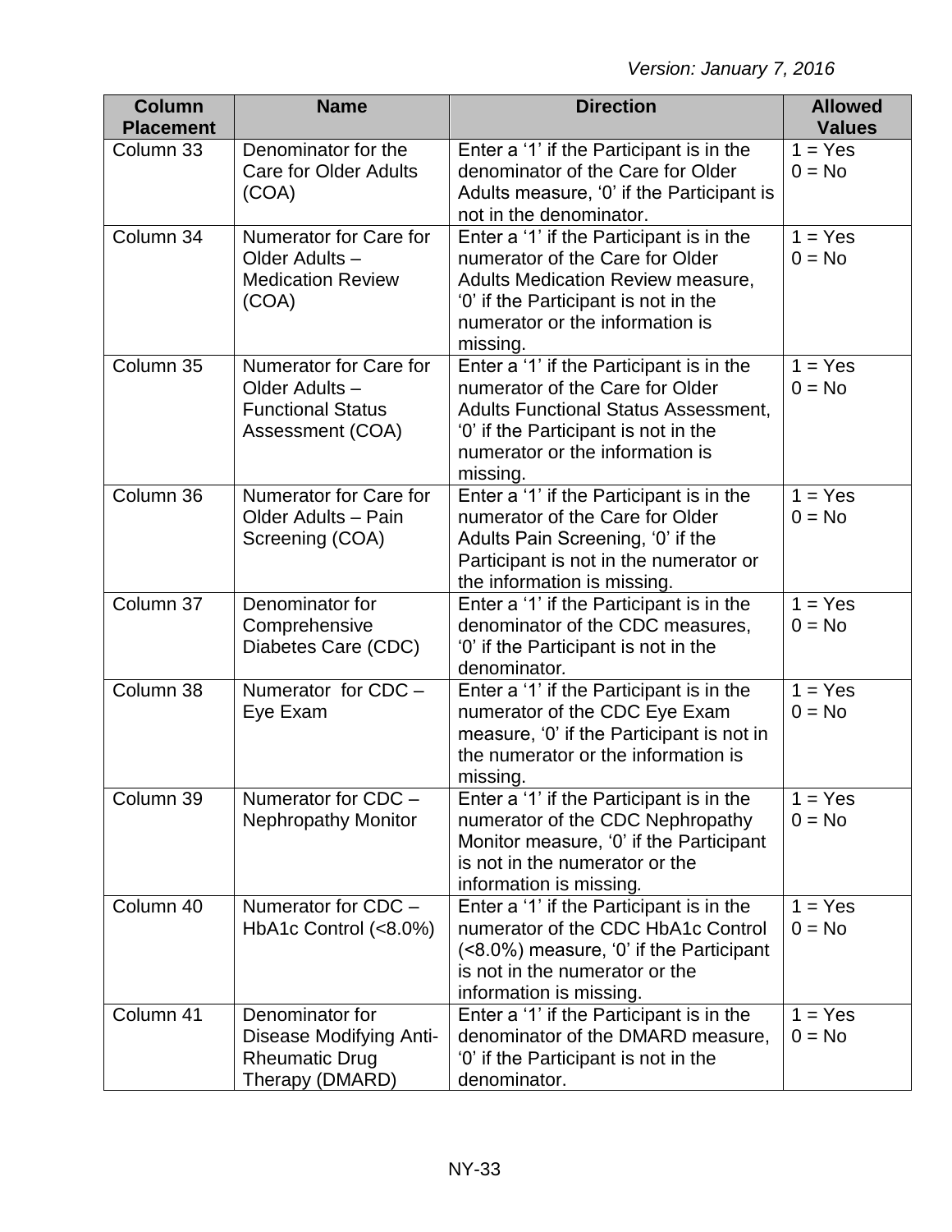| Column Placement | Name | Direction | Allowed Values |
|---|---|---|---|
| Column 33 | Denominator for the Care for Older Adults (COA) | Enter a ‘1’ if the Participant is in the denominator of the Care for Older Adults measure, ‘0’ if the Participant is not in the denominator. | 1 = Yes<br>0 = No |
| Column 34 | Numerator for Care for Older Adults – Medication Review (COA) | Enter a ‘1’ if the Participant is in the numerator of the Care for Older Adults Medication Review measure, ‘0’ if the Participant is not in the numerator or the information is missing. | 1 = Yes<br>0 = No |
| Column 35 | Numerator for Care for Older Adults – Functional Status Assessment (COA) | Enter a ‘1’ if the Participant is in the numerator of the Care for Older Adults Functional Status Assessment, ‘0’ if the Participant is not in the numerator or the information is missing. | 1 = Yes<br>0 = No |
| Column 36 | Numerator for Care for Older Adults – Pain Screening (COA) | Enter a ‘1’ if the Participant is in the numerator of the Care for Older Adults Pain Screening, ‘0’ if the Participant is not in the numerator or the information is missing. | 1 = Yes<br>0 = No |
| Column 37 | Denominator for Comprehensive Diabetes Care (CDC) | Enter a ‘1’ if the Participant is in the denominator of the CDC measures, ‘0’ if the Participant is not in the denominator. | 1 = Yes<br>0 = No |
| Column 38 | Numerator for CDC – Eye Exam | Enter a ‘1’ if the Participant is in the numerator of the CDC Eye Exam measure, ‘0’ if the Participant is not in the numerator or the information is missing. | 1 = Yes<br>0 = No |
| Column 39 | Numerator for CDC – Nephropathy Monitor | Enter a ‘1’ if the Participant is in the numerator of the CDC Nephropathy Monitor measure, ‘0’ if the Participant is not in the numerator or the information is missing. | 1 = Yes<br>0 = No |
| Column 40 | Numerator for CDC – HbA1c Control (<8.0%) | Enter a ‘1’ if the Participant is in the numerator of the CDC HbA1c Control (<8.0%) measure, ‘0’ if the Participant is not in the numerator or the information is missing. | 1 = Yes<br>0 = No |
| Column 41 | Denominator for Disease Modifying Anti-Rheumatic Drug Therapy (DMARD) | Enter a ‘1’ if the Participant is in the denominator of the DMARD measure, ‘0’ if the Participant is not in the denominator. | 1 = Yes<br>0 = No |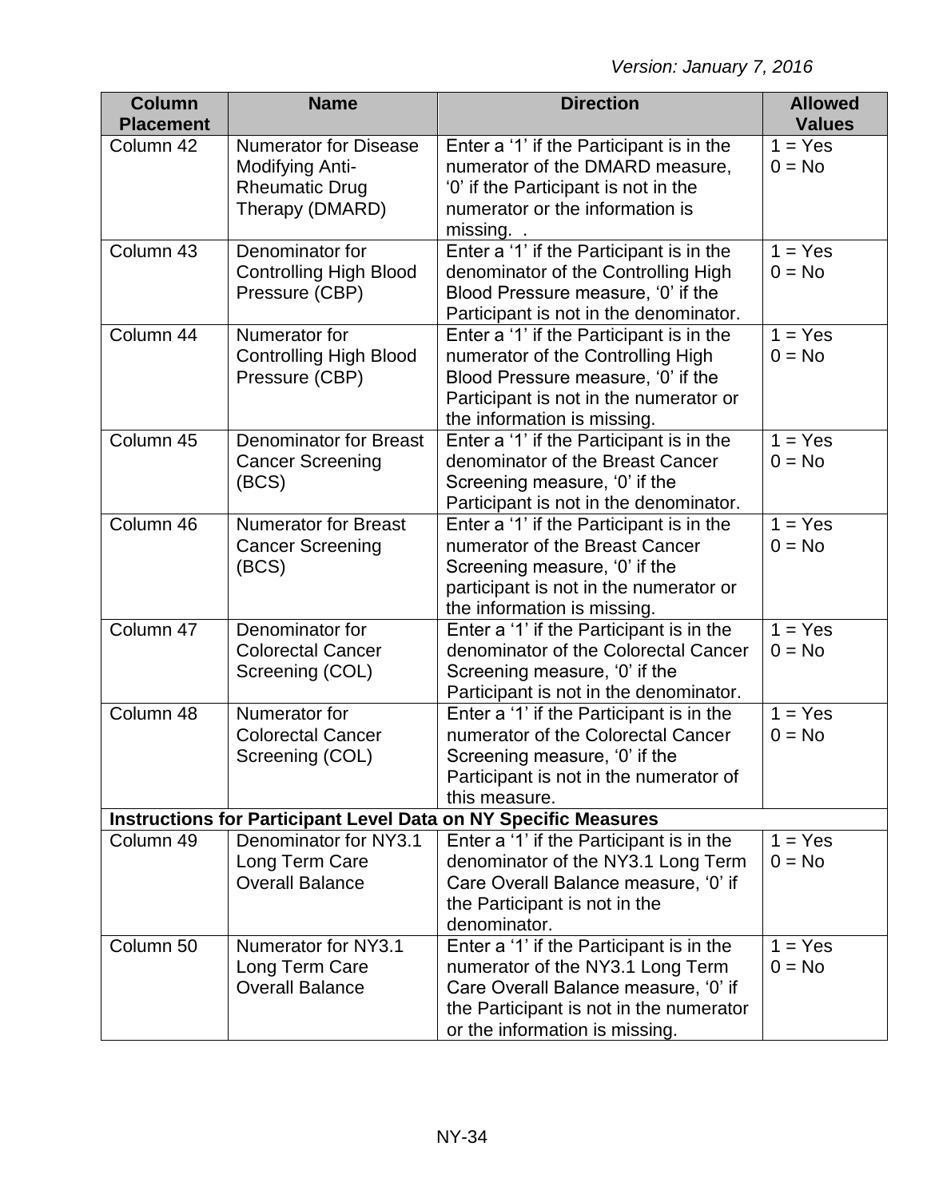*Version: January 7, 2016*

| Column Placement | Name | Direction | Allowed Values |
|---|---|---|---|
| Column 42 | Numerator for Disease Modifying Anti-Rheumatic Drug Therapy (DMARD) | Enter a '1' if the Participant is in the numerator of the DMARD measure, '0' if the Participant is not in the numerator or the information is missing.  . | 1 = Yes<br>0 = No |
| Column 43 | Denominator for Controlling High Blood Pressure (CBP) | Enter a '1' if the Participant is in the denominator of the Controlling High Blood Pressure measure, '0' if the Participant is not in the denominator. | 1 = Yes<br>0 = No |
| Column 44 | Numerator for Controlling High Blood Pressure (CBP) | Enter a '1' if the Participant is in the numerator of the Controlling High Blood Pressure measure, '0' if the Participant is not in the numerator or the information is missing. | 1 = Yes<br>0 = No |
| Column 45 | Denominator for Breast Cancer Screening (BCS) | Enter a '1' if the Participant is in the denominator of the Breast Cancer Screening measure, '0' if the Participant is not in the denominator. | 1 = Yes<br>0 = No |
| Column 46 | Numerator for Breast Cancer Screening (BCS) | Enter a '1' if the Participant is in the numerator of the Breast Cancer Screening measure, '0' if the participant is not in the numerator or the information is missing. | 1 = Yes<br>0 = No |
| Column 47 | Denominator for Colorectal Cancer Screening (COL) | Enter a '1' if the Participant is in the denominator of the Colorectal Cancer Screening measure, '0' if the Participant is not in the denominator. | 1 = Yes<br>0 = No |
| Column 48 | Numerator for Colorectal Cancer Screening (COL) | Enter a '1' if the Participant is in the numerator of the Colorectal Cancer Screening measure, '0' if the Participant is not in the numerator of this measure. | 1 = Yes<br>0 = No |
| **Instructions for Participant Level Data on NY Specific Measures** | | | |
| Column 49 | Denominator for NY3.1 Long Term Care Overall Balance | Enter a '1' if the Participant is in the denominator of the NY3.1 Long Term Care Overall Balance measure, '0' if the Participant is not in the denominator. | 1 = Yes<br>0 = No |
| Column 50 | Numerator for NY3.1 Long Term Care Overall Balance | Enter a '1' if the Participant is in the numerator of the NY3.1 Long Term Care Overall Balance measure, '0' if the Participant is not in the numerator or the information is missing. | 1 = Yes<br>0 = No |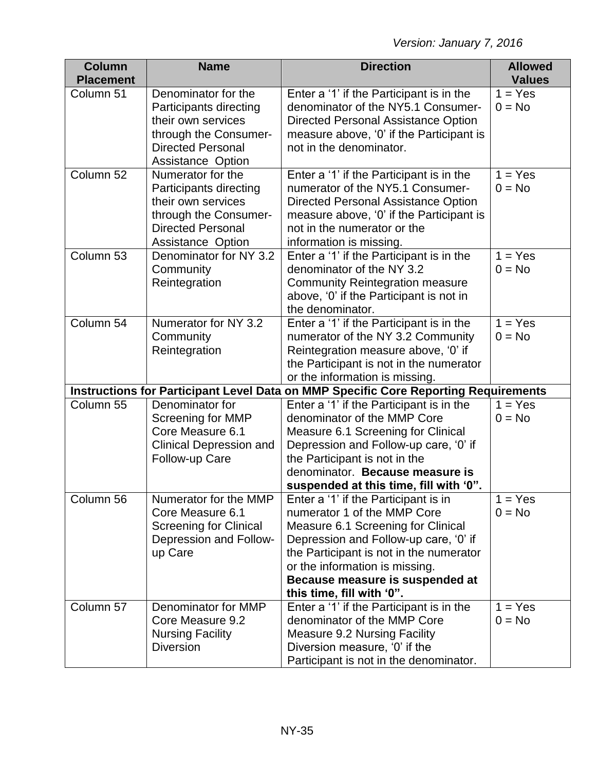*Version: January 7, 2016*

| Column Placement | Name | Direction | Allowed Values |
|---|---|---|---|
| Column 51 | Denominator for the Participants directing their own services through the Consumer-Directed Personal Assistance Option | Enter a '1' if the Participant is in the denominator of the NY5.1 Consumer-Directed Personal Assistance Option measure above, '0' if the Participant is not in the denominator. | 1 = Yes<br>0 = No |
| Column 52 | Numerator for the Participants directing their own services through the Consumer-Directed Personal Assistance Option | Enter a '1' if the Participant is in the numerator of the NY5.1 Consumer-Directed Personal Assistance Option measure above, '0' if the Participant is not in the numerator or the information is missing. | 1 = Yes<br>0 = No |
| Column 53 | Denominator for NY 3.2 Community Reintegration | Enter a '1' if the Participant is in the denominator of the NY 3.2 Community Reintegration measure above, '0' if the Participant is not in the denominator. | 1 = Yes<br>0 = No |
| Column 54 | Numerator for NY 3.2 Community Reintegration | Enter a '1' if the Participant is in the numerator of the NY 3.2 Community Reintegration measure above, '0' if the Participant is not in the numerator or the information is missing. | 1 = Yes<br>0 = No |
| **Instructions for Participant Level Data on MMP Specific Core Reporting Requirements** | | | |
| Column 55 | Denominator for Screening for MMP Core Measure 6.1 Clinical Depression and Follow-up Care | Enter a '1' if the Participant is in the denominator of the MMP Core Measure 6.1 Screening for Clinical Depression and Follow-up care, '0' if the Participant is not in the denominator. **Because measure is suspended at this time, fill with '0".** | 1 = Yes<br>0 = No |
| Column 56 | Numerator for the MMP Core Measure 6.1 Screening for Clinical Depression and Follow-up Care | Enter a '1' if the Participant is in numerator 1 of the MMP Core Measure 6.1 Screening for Clinical Depression and Follow-up care, '0' if the Participant is not in the numerator or the information is missing. **Because measure is suspended at this time, fill with '0".** | 1 = Yes<br>0 = No |
| Column 57 | Denominator for MMP Core Measure 9.2 Nursing Facility Diversion | Enter a '1' if the Participant is in the denominator of the MMP Core Measure 9.2 Nursing Facility Diversion measure, '0' if the Participant is not in the denominator. | 1 = Yes<br>0 = No |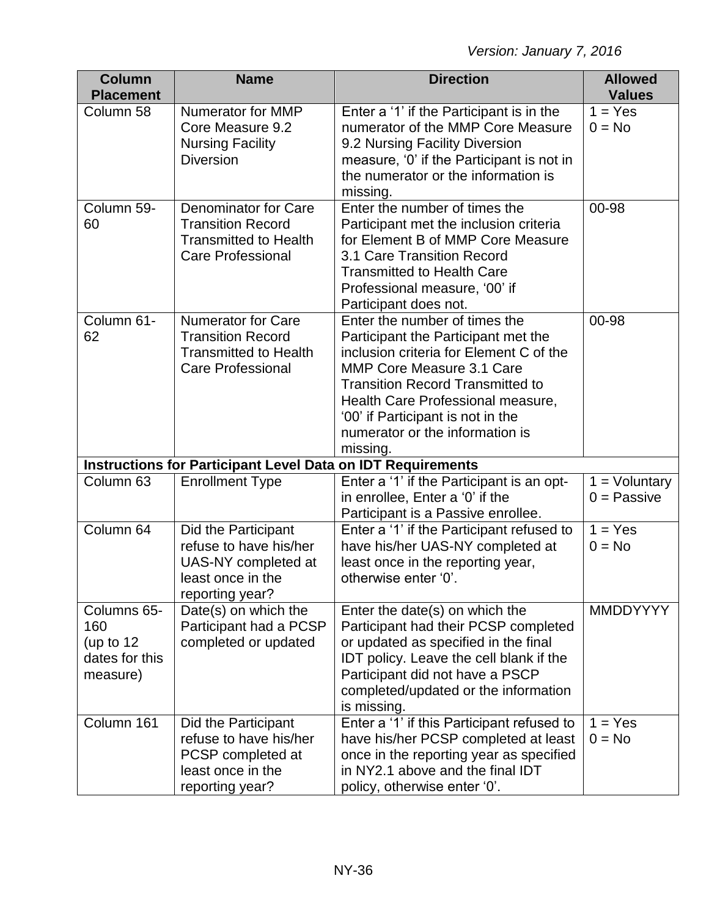*Version: January 7, 2016*

| Column Placement | Name | Direction | Allowed Values |
|---|---|---|---|
| Column 58 | Numerator for MMP Core Measure 9.2 Nursing Facility Diversion | Enter a '1' if the Participant is in the numerator of the MMP Core Measure 9.2 Nursing Facility Diversion measure, '0' if the Participant is not in the numerator or the information is missing. | 1 = Yes<br>0 = No |
| Column 59-60 | Denominator for Care Transition Record Transmitted to Health Care Professional | Enter the number of times the Participant met the inclusion criteria for Element B of MMP Core Measure 3.1 Care Transition Record Transmitted to Health Care Professional measure, '00' if Participant does not. | 00-98 |
| Column 61-62 | Numerator for Care Transition Record Transmitted to Health Care Professional | Enter the number of times the Participant the Participant met the inclusion criteria for Element C of the MMP Core Measure 3.1 Care Transition Record Transmitted to Health Care Professional measure, '00' if Participant is not in the numerator or the information is missing. | 00-98 |
| **Instructions for Participant Level Data on IDT Requirements** | | | |
| Column 63 | Enrollment Type | Enter a '1' if the Participant is an opt-in enrollee, Enter a '0' if the Participant is a Passive enrollee. | 1 = Voluntary<br>0 = Passive |
| Column 64 | Did the Participant refuse to have his/her UAS-NY completed at least once in the reporting year? | Enter a '1' if the Participant refused to have his/her UAS-NY completed at least once in the reporting year, otherwise enter '0'. | 1 = Yes<br>0 = No |
| Columns 65-160 (up to 12 dates for this measure) | Date(s) on which the Participant had a PCSP completed or updated | Enter the date(s) on which the Participant had their PCSP completed or updated as specified in the final IDT policy. Leave the cell blank if the Participant did not have a PSCP completed/updated or the information is missing. | MMDDYYYY |
| Column 161 | Did the Participant refuse to have his/her PCSP completed at least once in the reporting year? | Enter a '1' if this Participant refused to have his/her PCSP completed at least once in the reporting year as specified in NY2.1 above and the final IDT policy, otherwise enter '0'. | 1 = Yes<br>0 = No |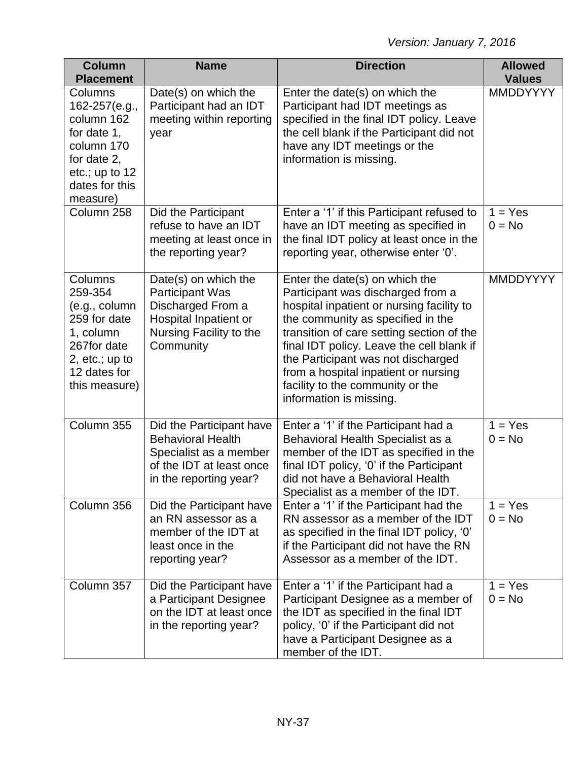*Version: January 7, 2016*

| Column Placement | Name | Direction | Allowed Values |
|---|---|---|---|
| Columns 162-257(e.g., column 162 for date 1, column 170 for date 2, etc.; up to 12 dates for this measure) | Date(s) on which the Participant had an IDT meeting within reporting year | Enter the date(s) on which the Participant had IDT meetings as specified in the final IDT policy. Leave the cell blank if the Participant did not have any IDT meetings or the information is missing. | MMDDYYYY |
| Column 258 | Did the Participant refuse to have an IDT meeting at least once in the reporting year? | Enter a '1' if this Participant refused to have an IDT meeting as specified in the final IDT policy at least once in the reporting year, otherwise enter '0'. | 1 = Yes<br>0 = No |
| Columns 259-354 (e.g., column 259 for date 1, column 267for date 2, etc.; up to 12 dates for this measure) | Date(s) on which the Participant Was Discharged From a Hospital Inpatient or Nursing Facility to the Community | Enter the date(s) on which the Participant was discharged from a hospital inpatient or nursing facility to the community as specified in the transition of care setting section of the final IDT policy. Leave the cell blank if the Participant was not discharged from a hospital inpatient or nursing facility to the community or the information is missing. | MMDDYYYY |
| Column 355 | Did the Participant have Behavioral Health Specialist as a member of the IDT at least once in the reporting year? | Enter a '1' if the Participant had a Behavioral Health Specialist as a member of the IDT as specified in the final IDT policy, '0' if the Participant did not have a Behavioral Health Specialist as a member of the IDT. | 1 = Yes<br>0 = No |
| Column 356 | Did the Participant have an RN assessor as a member of the IDT at least once in the reporting year? | Enter a '1' if the Participant had the RN assessor as a member of the IDT as specified in the final IDT policy, '0' if the Participant did not have the RN Assessor as a member of the IDT. | 1 = Yes<br>0 = No |
| Column 357 | Did the Participant have a Participant Designee on the IDT at least once in the reporting year? | Enter a '1' if the Participant had a Participant Designee as a member of the IDT as specified in the final IDT policy, '0' if the Participant did not have a Participant Designee as a member of the IDT. | 1 = Yes<br>0 = No |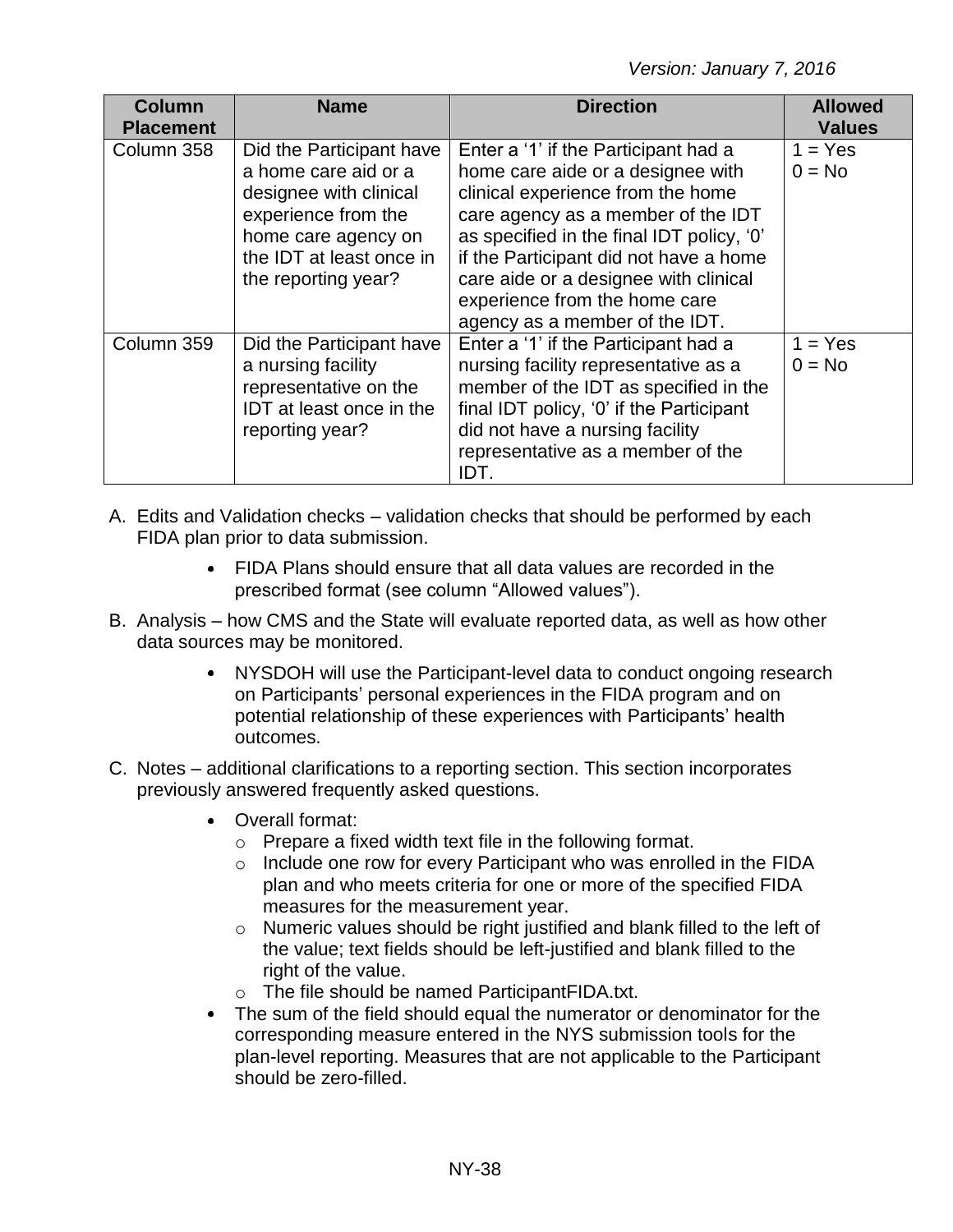| Column Placement | Name | Direction | Allowed Values |
|---|---|---|---|
| Column 358 | Did the Participant have a home care aid or a designee with clinical experience from the home care agency on the IDT at least once in the reporting year? | Enter a '1' if the Participant had a home care aide or a designee with clinical experience from the home care agency as a member of the IDT as specified in the final IDT policy, '0' if the Participant did not have a home care aide or a designee with clinical experience from the home care agency as a member of the IDT. | 1 = Yes<br>0 = No |
| Column 359 | Did the Participant have a nursing facility representative on the IDT at least once in the reporting year? | Enter a '1' if the Participant had a nursing facility representative as a member of the IDT as specified in the final IDT policy, '0' if the Participant did not have a nursing facility representative as a member of the IDT. | 1 = Yes<br>0 = No |

A. Edits and Validation checks – validation checks that should be performed by each FIDA plan prior to data submission.

   - FIDA Plans should ensure that all data values are recorded in the prescribed format (see column "Allowed values").

B. Analysis – how CMS and the State will evaluate reported data, as well as how other data sources may be monitored.

   - NYSDOH will use the Participant-level data to conduct ongoing research on Participants' personal experiences in the FIDA program and on potential relationship of these experiences with Participants' health outcomes.

C. Notes – additional clarifications to a reporting section. This section incorporates previously answered frequently asked questions.

   - Overall format:
     - Prepare a fixed width text file in the following format.
     - Include one row for every Participant who was enrolled in the FIDA plan and who meets criteria for one or more of the specified FIDA measures for the measurement year.
     - Numeric values should be right justified and blank filled to the left of the value; text fields should be left-justified and blank filled to the right of the value.
     - The file should be named ParticipantFIDA.txt.
   - The sum of the field should equal the numerator or denominator for the corresponding measure entered in the NYS submission tools for the plan-level reporting. Measures that are not applicable to the Participant should be zero-filled.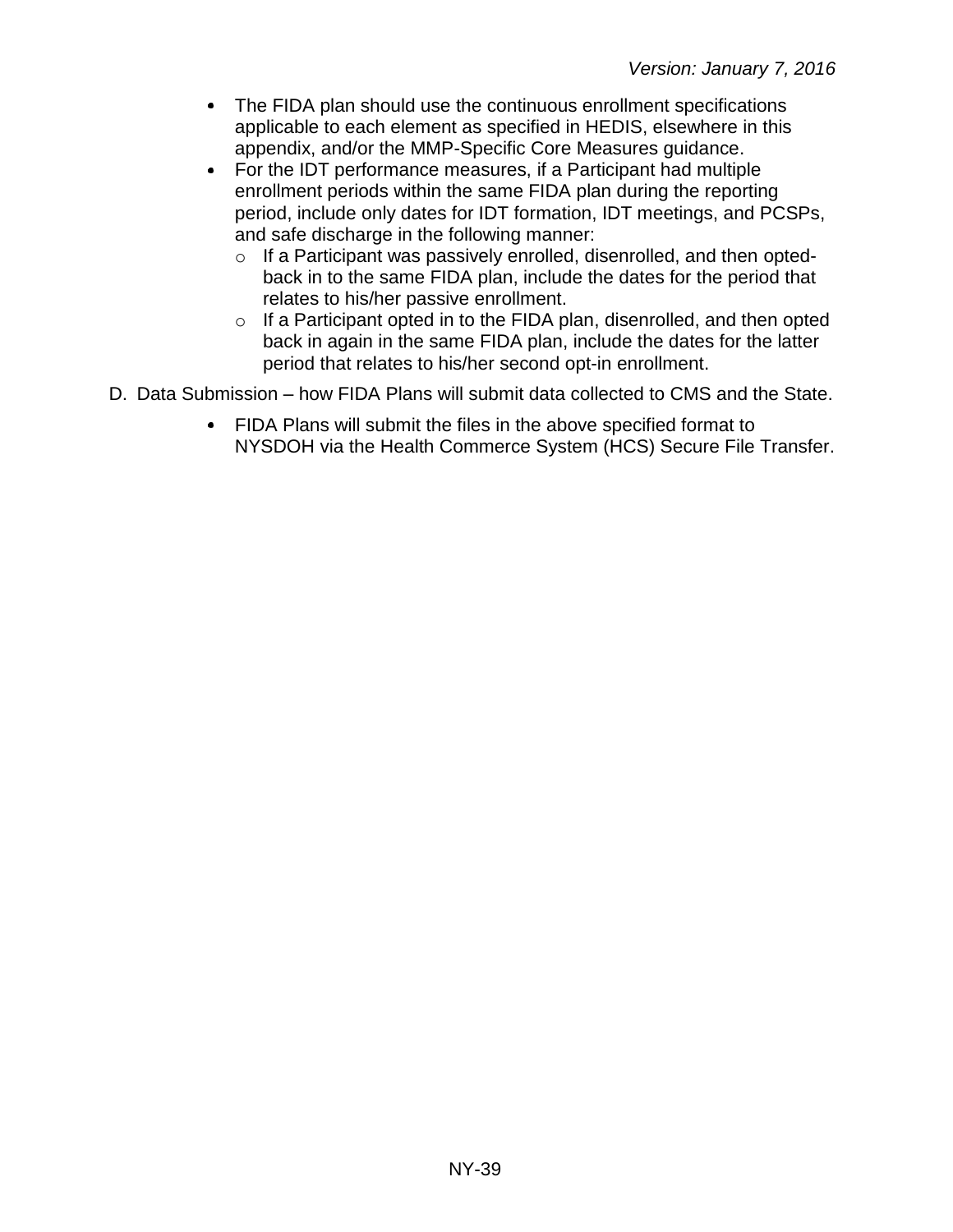- The FIDA plan should use the continuous enrollment specifications applicable to each element as specified in HEDIS, elsewhere in this appendix, and/or the MMP-Specific Core Measures guidance.
- For the IDT performance measures, if a Participant had multiple enrollment periods within the same FIDA plan during the reporting period, include only dates for IDT formation, IDT meetings, and PCSPs, and safe discharge in the following manner:
  - If a Participant was passively enrolled, disenrolled, and then opted-back in to the same FIDA plan, include the dates for the period that relates to his/her passive enrollment.
  - If a Participant opted in to the FIDA plan, disenrolled, and then opted back in again in the same FIDA plan, include the dates for the latter period that relates to his/her second opt-in enrollment.

D. Data Submission – how FIDA Plans will submit data collected to CMS and the State.

- FIDA Plans will submit the files in the above specified format to NYSDOH via the Health Commerce System (HCS) Secure File Transfer.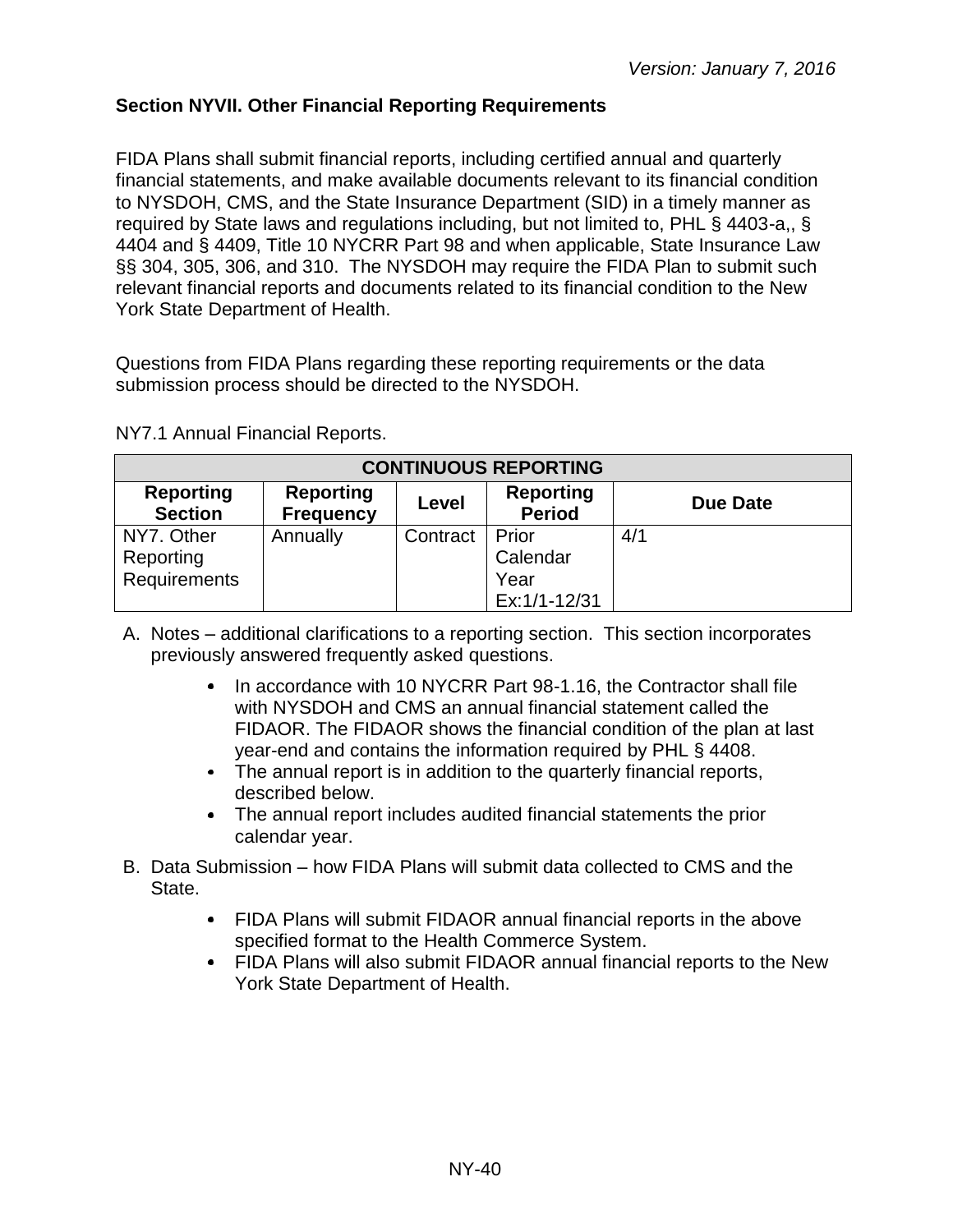*Version: January 7, 2016*

**Section NYVII. Other Financial Reporting Requirements**

FIDA Plans shall submit financial reports, including certified annual and quarterly financial statements, and make available documents relevant to its financial condition to NYSDOH, CMS, and the State Insurance Department (SID) in a timely manner as required by State laws and regulations including, but not limited to, PHL § 4403-a,, § 4404 and § 4409, Title 10 NYCRR Part 98 and when applicable, State Insurance Law §§ 304, 305, 306, and 310. The NYSDOH may require the FIDA Plan to submit such relevant financial reports and documents related to its financial condition to the New York State Department of Health.

Questions from FIDA Plans regarding these reporting requirements or the data submission process should be directed to the NYSDOH.

NY7.1 Annual Financial Reports.

| CONTINUOUS REPORTING | | | | |
|---|---|---|---|---|
| **Reporting Section** | **Reporting Frequency** | **Level** | **Reporting Period** | **Due Date** |
| NY7. Other Reporting Requirements | Annually | Contract | Prior Calendar Year Ex:1/1-12/31 | 4/1 |

A. Notes – additional clarifications to a reporting section. This section incorporates previously answered frequently asked questions.
   - In accordance with 10 NYCRR Part 98-1.16, the Contractor shall file with NYSDOH and CMS an annual financial statement called the FIDAOR. The FIDAOR shows the financial condition of the plan at last year-end and contains the information required by PHL § 4408.
   - The annual report is in addition to the quarterly financial reports, described below.
   - The annual report includes audited financial statements the prior calendar year.

B. Data Submission – how FIDA Plans will submit data collected to CMS and the State.
   - FIDA Plans will submit FIDAOR annual financial reports in the above specified format to the Health Commerce System.
   - FIDA Plans will also submit FIDAOR annual financial reports to the New York State Department of Health.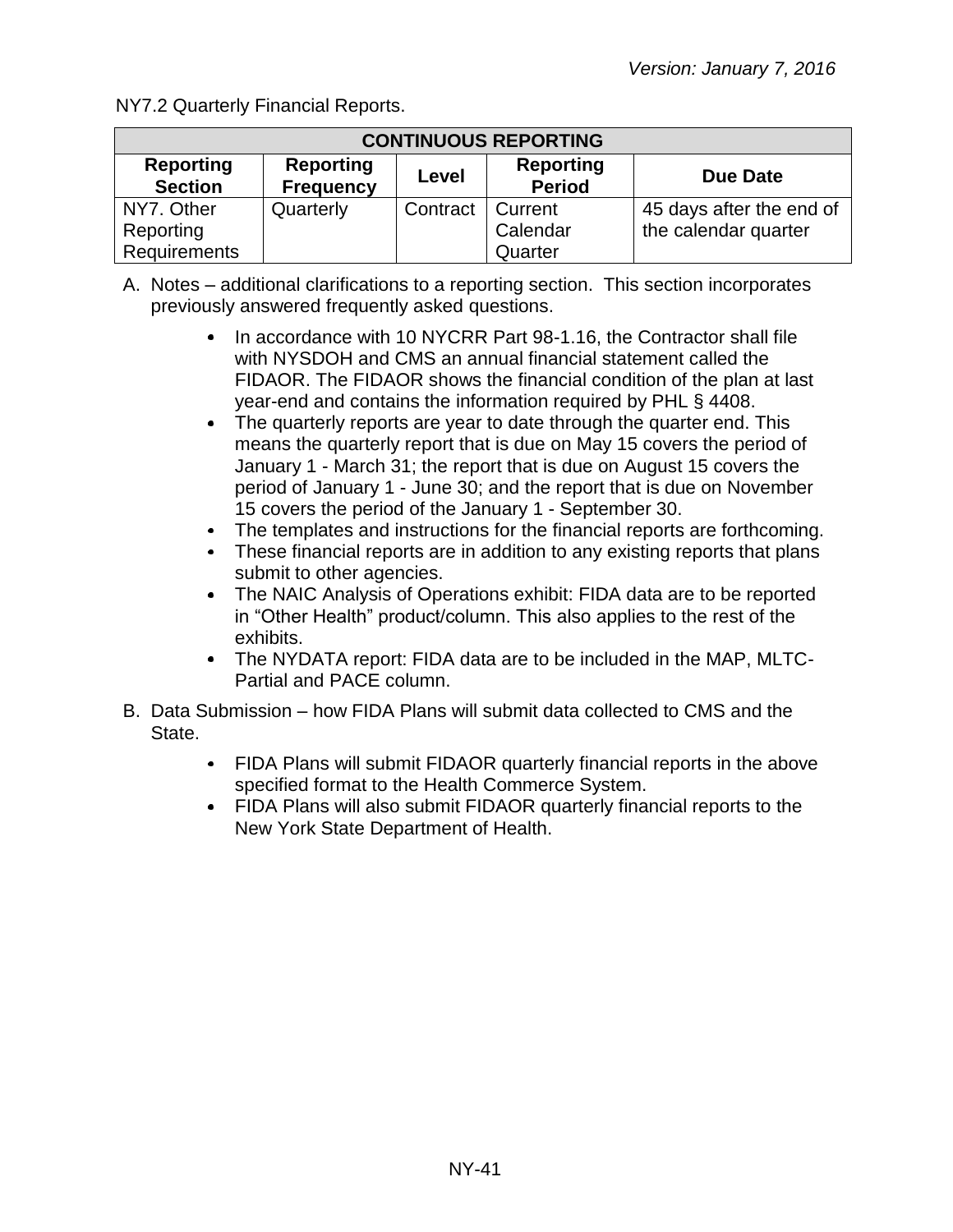NY7.2 Quarterly Financial Reports.

| CONTINUOUS REPORTING | | | | |
|---|---|---|---|---|
| **Reporting Section** | **Reporting Frequency** | **Level** | **Reporting Period** | **Due Date** |
| NY7. Other Reporting Requirements | Quarterly | Contract | Current Calendar Quarter | 45 days after the end of the calendar quarter |

A. Notes – additional clarifications to a reporting section. This section incorporates previously answered frequently asked questions.

- In accordance with 10 NYCRR Part 98-1.16, the Contractor shall file with NYSDOH and CMS an annual financial statement called the FIDAOR. The FIDAOR shows the financial condition of the plan at last year-end and contains the information required by PHL § 4408.
- The quarterly reports are year to date through the quarter end. This means the quarterly report that is due on May 15 covers the period of January 1 - March 31; the report that is due on August 15 covers the period of January 1 - June 30; and the report that is due on November 15 covers the period of the January 1 - September 30.
- The templates and instructions for the financial reports are forthcoming.
- These financial reports are in addition to any existing reports that plans submit to other agencies.
- The NAIC Analysis of Operations exhibit: FIDA data are to be reported in "Other Health" product/column. This also applies to the rest of the exhibits.
- The NYDATA report: FIDA data are to be included in the MAP, MLTC-Partial and PACE column.

B. Data Submission – how FIDA Plans will submit data collected to CMS and the State.

- FIDA Plans will submit FIDAOR quarterly financial reports in the above specified format to the Health Commerce System.
- FIDA Plans will also submit FIDAOR quarterly financial reports to the New York State Department of Health.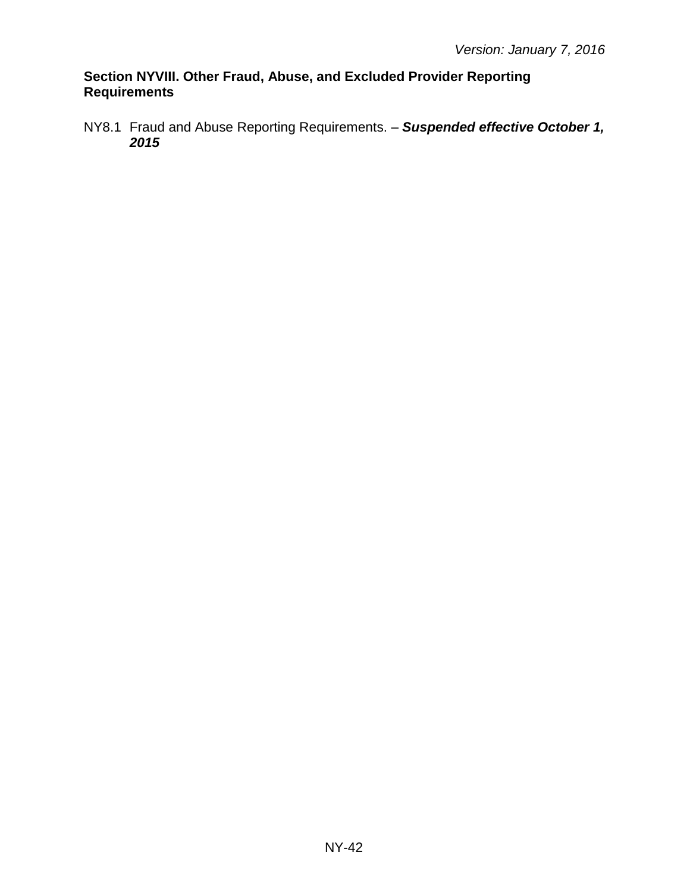## Section NYVIII. Other Fraud, Abuse, and Excluded Provider Reporting Requirements

NY8.1 Fraud and Abuse Reporting Requirements. – ***Suspended effective October 1, 2015***